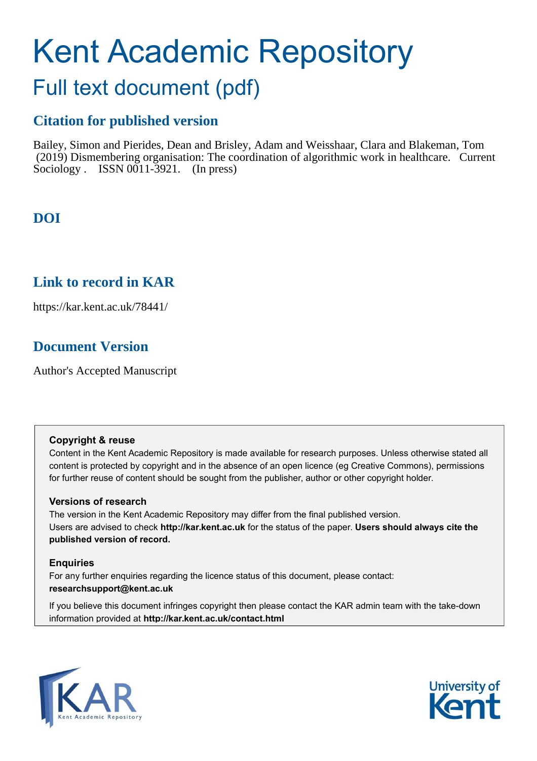# Kent Academic Repository

## Full text document (pdf)

### Citation for published version

Bailey, Simon and Pierides, Dean and Brisley, Adam and Weisshaar, Clara and Blakeman, Tom (2019) Dismembering organisation: The coordination of algorithmic work in healthcare. Current Sociology . ISSN 0011-3921. (In press)

### DOI

### Link to record in KAR

https://kar.kent.ac.uk/78441/

### Document Version

Author's Accepted Manuscript

**Copyright & reuse**

Content in the Kent Academic Repository is made available for research purposes. Unless otherwise stated all content is protected by copyright and in the absence of an open licence (eg Creative Commons), permissions for further reuse of content should be sought from the publisher, author or other copyright holder.

**Versions of research**

The version in the Kent Academic Repository may differ from the final published version. Users are advised to check **http://kar.kent.ac.uk** for the status of the paper. **Users should always cite the published version of record.**

**Enquiries**

For any further enquiries regarding the licence status of this document, please contact: **researchsupport@kent.ac.uk**

If you believe this document infringes copyright then please contact the KAR admin team with the take-down information provided at **http://kar.kent.ac.uk/contact.html**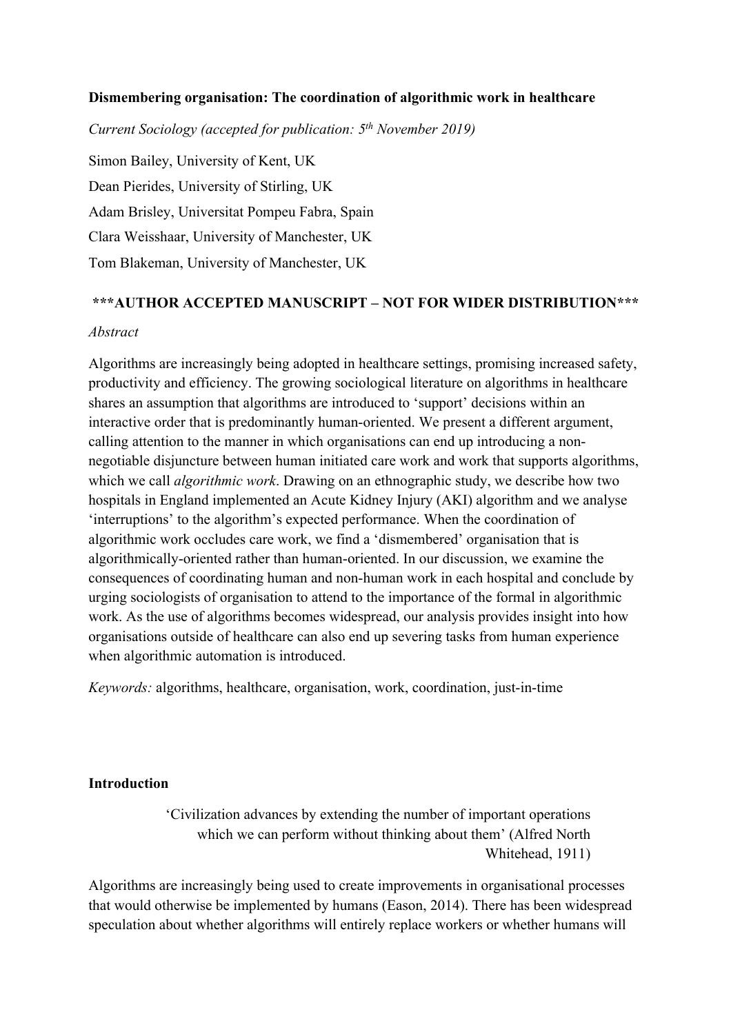**Dismembering organisation: The coordination of algorithmic work in healthcare**

*Current Sociology (accepted for publication: 5th November 2019)*

Simon Bailey, University of Kent, UK

Dean Pierides, University of Stirling, UK

Adam Brisley, Universitat Pompeu Fabra, Spain

Clara Weisshaar, University of Manchester, UK

Tom Blakeman, University of Manchester, UK

**\*\*\*AUTHOR ACCEPTED MANUSCRIPT – NOT FOR WIDER DISTRIBUTION\*\*\***

*Abstract*

Algorithms are increasingly being adopted in healthcare settings, promising increased safety, productivity and efficiency. The growing sociological literature on algorithms in healthcare shares an assumption that algorithms are introduced to 'support' decisions within an interactive order that is predominantly human-oriented. We present a different argument, calling attention to the manner in which organisations can end up introducing a non-negotiable disjuncture between human initiated care work and work that supports algorithms, which we call *algorithmic work*. Drawing on an ethnographic study, we describe how two hospitals in England implemented an Acute Kidney Injury (AKI) algorithm and we analyse 'interruptions' to the algorithm's expected performance. When the coordination of algorithmic work occludes care work, we find a 'dismembered' organisation that is algorithmically-oriented rather than human-oriented. In our discussion, we examine the consequences of coordinating human and non-human work in each hospital and conclude by urging sociologists of organisation to attend to the importance of the formal in algorithmic work. As the use of algorithms becomes widespread, our analysis provides insight into how organisations outside of healthcare can also end up severing tasks from human experience when algorithmic automation is introduced.

*Keywords:* algorithms, healthcare, organisation, work, coordination, just-in-time

**Introduction**

> 'Civilization advances by extending the number of important operations which we can perform without thinking about them' (Alfred North Whitehead, 1911)

Algorithms are increasingly being used to create improvements in organisational processes that would otherwise be implemented by humans (Eason, 2014). There has been widespread speculation about whether algorithms will entirely replace workers or whether humans will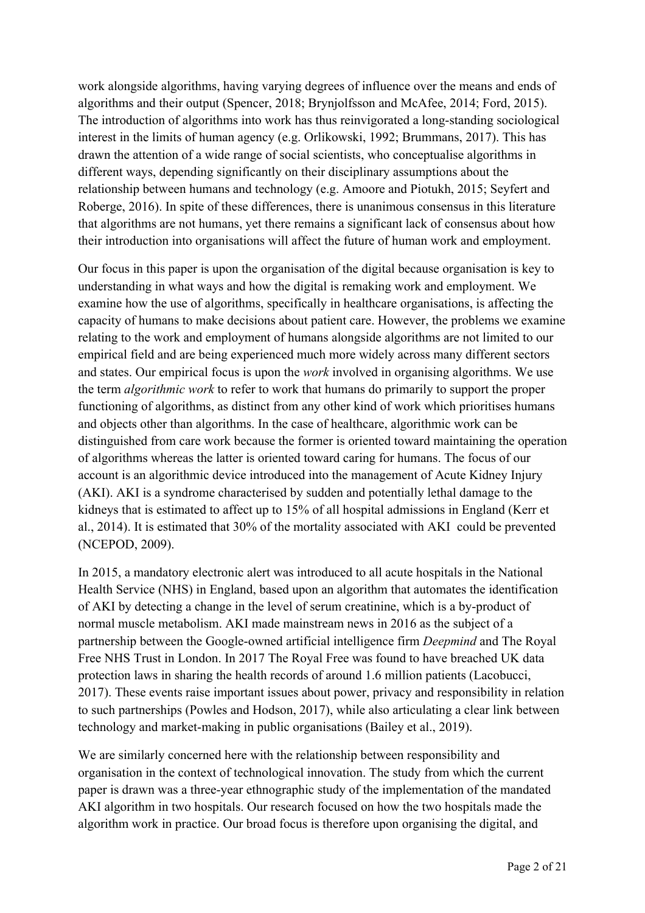work alongside algorithms, having varying degrees of influence over the means and ends of algorithms and their output (Spencer, 2018; Brynjolfsson and McAfee, 2014; Ford, 2015). The introduction of algorithms into work has thus reinvigorated a long-standing sociological interest in the limits of human agency (e.g. Orlikowski, 1992; Brummans, 2017). This has drawn the attention of a wide range of social scientists, who conceptualise algorithms in different ways, depending significantly on their disciplinary assumptions about the relationship between humans and technology (e.g. Amoore and Piotukh, 2015; Seyfert and Roberge, 2016). In spite of these differences, there is unanimous consensus in this literature that algorithms are not humans, yet there remains a significant lack of consensus about how their introduction into organisations will affect the future of human work and employment.

Our focus in this paper is upon the organisation of the digital because organisation is key to understanding in what ways and how the digital is remaking work and employment. We examine how the use of algorithms, specifically in healthcare organisations, is affecting the capacity of humans to make decisions about patient care. However, the problems we examine relating to the work and employment of humans alongside algorithms are not limited to our empirical field and are being experienced much more widely across many different sectors and states. Our empirical focus is upon the *work* involved in organising algorithms. We use the term *algorithmic work* to refer to work that humans do primarily to support the proper functioning of algorithms, as distinct from any other kind of work which prioritises humans and objects other than algorithms. In the case of healthcare, algorithmic work can be distinguished from care work because the former is oriented toward maintaining the operation of algorithms whereas the latter is oriented toward caring for humans. The focus of our account is an algorithmic device introduced into the management of Acute Kidney Injury (AKI). AKI is a syndrome characterised by sudden and potentially lethal damage to the kidneys that is estimated to affect up to 15% of all hospital admissions in England (Kerr et al., 2014). It is estimated that 30% of the mortality associated with AKI could be prevented (NCEPOD, 2009).

In 2015, a mandatory electronic alert was introduced to all acute hospitals in the National Health Service (NHS) in England, based upon an algorithm that automates the identification of AKI by detecting a change in the level of serum creatinine, which is a by-product of normal muscle metabolism. AKI made mainstream news in 2016 as the subject of a partnership between the Google-owned artificial intelligence firm *Deepmind* and The Royal Free NHS Trust in London. In 2017 The Royal Free was found to have breached UK data protection laws in sharing the health records of around 1.6 million patients (Lacobucci, 2017). These events raise important issues about power, privacy and responsibility in relation to such partnerships (Powles and Hodson, 2017), while also articulating a clear link between technology and market-making in public organisations (Bailey et al., 2019).

We are similarly concerned here with the relationship between responsibility and organisation in the context of technological innovation. The study from which the current paper is drawn was a three-year ethnographic study of the implementation of the mandated AKI algorithm in two hospitals. Our research focused on how the two hospitals made the algorithm work in practice. Our broad focus is therefore upon organising the digital, and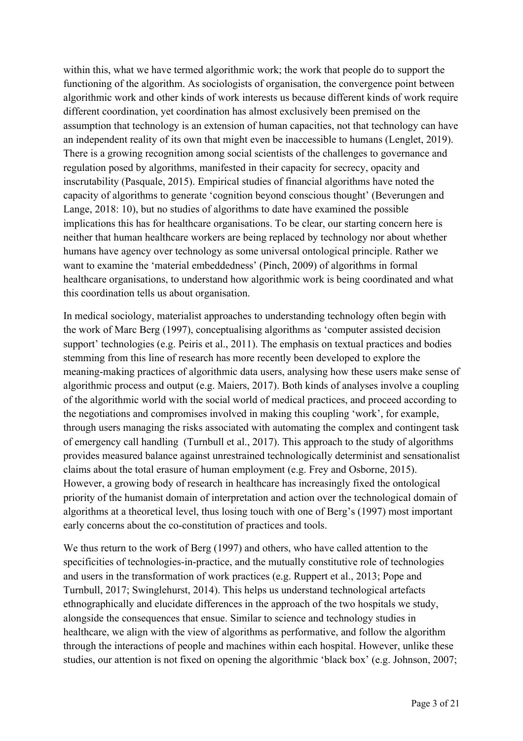within this, what we have termed algorithmic work; the work that people do to support the functioning of the algorithm. As sociologists of organisation, the convergence point between algorithmic work and other kinds of work interests us because different kinds of work require different coordination, yet coordination has almost exclusively been premised on the assumption that technology is an extension of human capacities, not that technology can have an independent reality of its own that might even be inaccessible to humans (Lenglet, 2019). There is a growing recognition among social scientists of the challenges to governance and regulation posed by algorithms, manifested in their capacity for secrecy, opacity and inscrutability (Pasquale, 2015). Empirical studies of financial algorithms have noted the capacity of algorithms to generate 'cognition beyond conscious thought' (Beverungen and Lange, 2018: 10), but no studies of algorithms to date have examined the possible implications this has for healthcare organisations. To be clear, our starting concern here is neither that human healthcare workers are being replaced by technology nor about whether humans have agency over technology as some universal ontological principle. Rather we want to examine the 'material embeddedness' (Pinch, 2009) of algorithms in formal healthcare organisations, to understand how algorithmic work is being coordinated and what this coordination tells us about organisation.

In medical sociology, materialist approaches to understanding technology often begin with the work of Marc Berg (1997), conceptualising algorithms as 'computer assisted decision support' technologies (e.g. Peiris et al., 2011). The emphasis on textual practices and bodies stemming from this line of research has more recently been developed to explore the meaning-making practices of algorithmic data users, analysing how these users make sense of algorithmic process and output (e.g. Maiers, 2017). Both kinds of analyses involve a coupling of the algorithmic world with the social world of medical practices, and proceed according to the negotiations and compromises involved in making this coupling 'work', for example, through users managing the risks associated with automating the complex and contingent task of emergency call handling (Turnbull et al., 2017). This approach to the study of algorithms provides measured balance against unrestrained technologically determinist and sensationalist claims about the total erasure of human employment (e.g. Frey and Osborne, 2015). However, a growing body of research in healthcare has increasingly fixed the ontological priority of the humanist domain of interpretation and action over the technological domain of algorithms at a theoretical level, thus losing touch with one of Berg's (1997) most important early concerns about the co-constitution of practices and tools.

We thus return to the work of Berg (1997) and others, who have called attention to the specificities of technologies-in-practice, and the mutually constitutive role of technologies and users in the transformation of work practices (e.g. Ruppert et al., 2013; Pope and Turnbull, 2017; Swinglehurst, 2014). This helps us understand technological artefacts ethnographically and elucidate differences in the approach of the two hospitals we study, alongside the consequences that ensue. Similar to science and technology studies in healthcare, we align with the view of algorithms as performative, and follow the algorithm through the interactions of people and machines within each hospital. However, unlike these studies, our attention is not fixed on opening the algorithmic 'black box' (e.g. Johnson, 2007;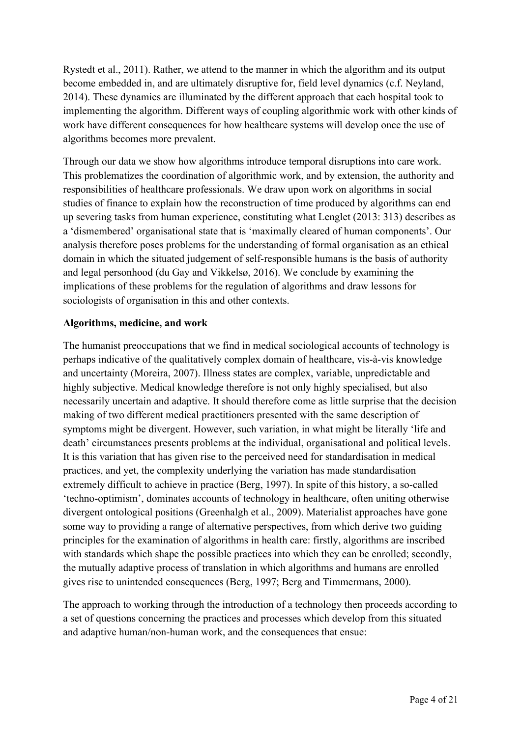Rystedt et al., 2011). Rather, we attend to the manner in which the algorithm and its output become embedded in, and are ultimately disruptive for, field level dynamics (c.f. Neyland, 2014). These dynamics are illuminated by the different approach that each hospital took to implementing the algorithm. Different ways of coupling algorithmic work with other kinds of work have different consequences for how healthcare systems will develop once the use of algorithms becomes more prevalent.

Through our data we show how algorithms introduce temporal disruptions into care work. This problematizes the coordination of algorithmic work, and by extension, the authority and responsibilities of healthcare professionals. We draw upon work on algorithms in social studies of finance to explain how the reconstruction of time produced by algorithms can end up severing tasks from human experience, constituting what Lenglet (2013: 313) describes as a 'dismembered' organisational state that is 'maximally cleared of human components'. Our analysis therefore poses problems for the understanding of formal organisation as an ethical domain in which the situated judgement of self-responsible humans is the basis of authority and legal personhood (du Gay and Vikkelsø, 2016). We conclude by examining the implications of these problems for the regulation of algorithms and draw lessons for sociologists of organisation in this and other contexts.

**Algorithms, medicine, and work**

The humanist preoccupations that we find in medical sociological accounts of technology is perhaps indicative of the qualitatively complex domain of healthcare, vis-à-vis knowledge and uncertainty (Moreira, 2007). Illness states are complex, variable, unpredictable and highly subjective. Medical knowledge therefore is not only highly specialised, but also necessarily uncertain and adaptive. It should therefore come as little surprise that the decision making of two different medical practitioners presented with the same description of symptoms might be divergent. However, such variation, in what might be literally 'life and death' circumstances presents problems at the individual, organisational and political levels. It is this variation that has given rise to the perceived need for standardisation in medical practices, and yet, the complexity underlying the variation has made standardisation extremely difficult to achieve in practice (Berg, 1997). In spite of this history, a so-called 'techno-optimism', dominates accounts of technology in healthcare, often uniting otherwise divergent ontological positions (Greenhalgh et al., 2009). Materialist approaches have gone some way to providing a range of alternative perspectives, from which derive two guiding principles for the examination of algorithms in health care: firstly, algorithms are inscribed with standards which shape the possible practices into which they can be enrolled; secondly, the mutually adaptive process of translation in which algorithms and humans are enrolled gives rise to unintended consequences (Berg, 1997; Berg and Timmermans, 2000).

The approach to working through the introduction of a technology then proceeds according to a set of questions concerning the practices and processes which develop from this situated and adaptive human/non-human work, and the consequences that ensue: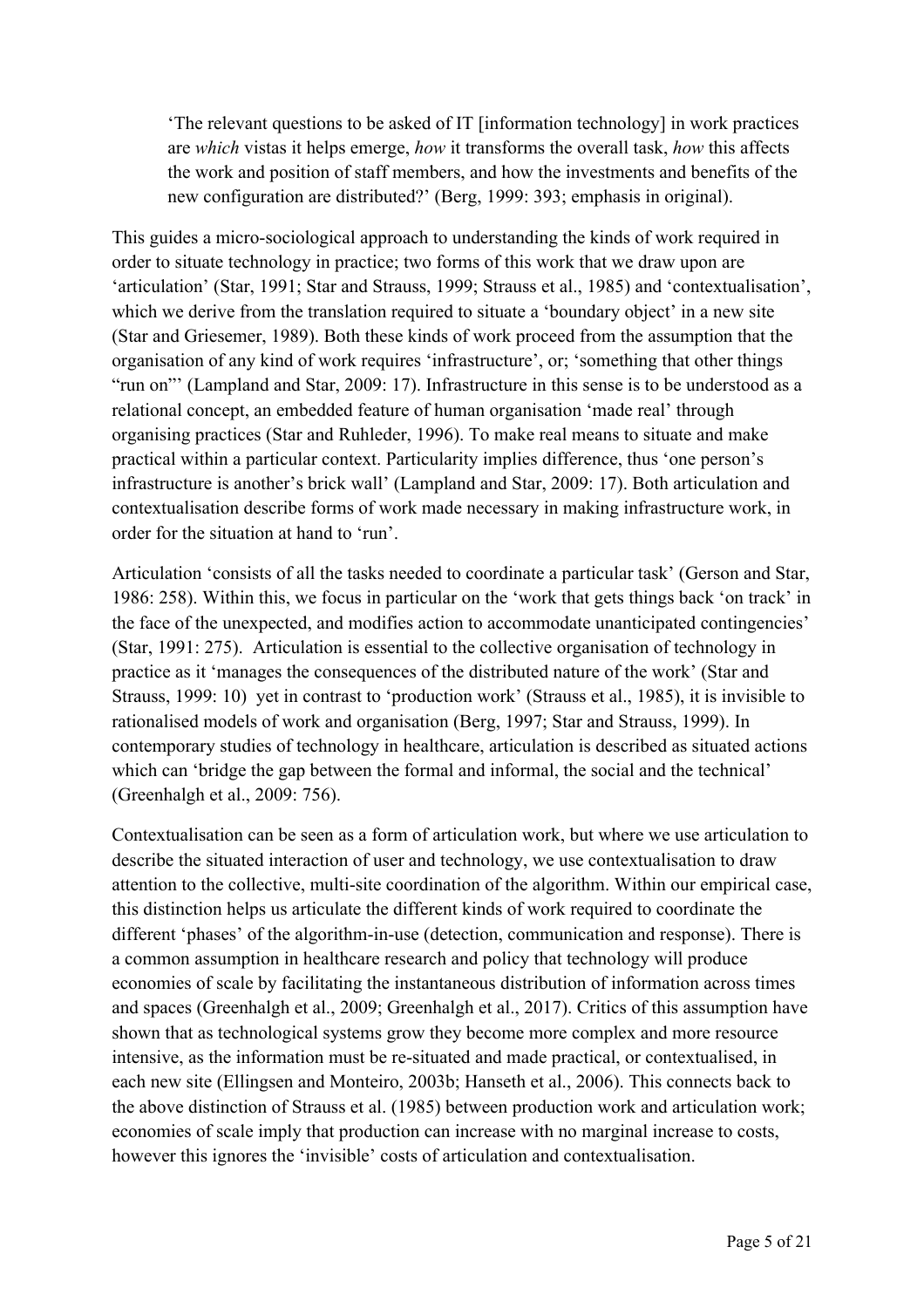> 'The relevant questions to be asked of IT [information technology] in work practices are *which* vistas it helps emerge, *how* it transforms the overall task, *how* this affects the work and position of staff members, and how the investments and benefits of the new configuration are distributed?' (Berg, 1999: 393; emphasis in original).

This guides a micro-sociological approach to understanding the kinds of work required in order to situate technology in practice; two forms of this work that we draw upon are 'articulation' (Star, 1991; Star and Strauss, 1999; Strauss et al., 1985) and 'contextualisation', which we derive from the translation required to situate a 'boundary object' in a new site (Star and Griesemer, 1989). Both these kinds of work proceed from the assumption that the organisation of any kind of work requires 'infrastructure', or; 'something that other things "run on"' (Lampland and Star, 2009: 17). Infrastructure in this sense is to be understood as a relational concept, an embedded feature of human organisation 'made real' through organising practices (Star and Ruhleder, 1996). To make real means to situate and make practical within a particular context. Particularity implies difference, thus 'one person's infrastructure is another's brick wall' (Lampland and Star, 2009: 17). Both articulation and contextualisation describe forms of work made necessary in making infrastructure work, in order for the situation at hand to 'run'.

Articulation 'consists of all the tasks needed to coordinate a particular task' (Gerson and Star, 1986: 258). Within this, we focus in particular on the 'work that gets things back 'on track' in the face of the unexpected, and modifies action to accommodate unanticipated contingencies' (Star, 1991: 275). Articulation is essential to the collective organisation of technology in practice as it 'manages the consequences of the distributed nature of the work' (Star and Strauss, 1999: 10) yet in contrast to 'production work' (Strauss et al., 1985), it is invisible to rationalised models of work and organisation (Berg, 1997; Star and Strauss, 1999). In contemporary studies of technology in healthcare, articulation is described as situated actions which can 'bridge the gap between the formal and informal, the social and the technical' (Greenhalgh et al., 2009: 756).

Contextualisation can be seen as a form of articulation work, but where we use articulation to describe the situated interaction of user and technology, we use contextualisation to draw attention to the collective, multi-site coordination of the algorithm. Within our empirical case, this distinction helps us articulate the different kinds of work required to coordinate the different 'phases' of the algorithm-in-use (detection, communication and response). There is a common assumption in healthcare research and policy that technology will produce economies of scale by facilitating the instantaneous distribution of information across times and spaces (Greenhalgh et al., 2009; Greenhalgh et al., 2017). Critics of this assumption have shown that as technological systems grow they become more complex and more resource intensive, as the information must be re-situated and made practical, or contextualised, in each new site (Ellingsen and Monteiro, 2003b; Hanseth et al., 2006). This connects back to the above distinction of Strauss et al. (1985) between production work and articulation work; economies of scale imply that production can increase with no marginal increase to costs, however this ignores the 'invisible' costs of articulation and contextualisation.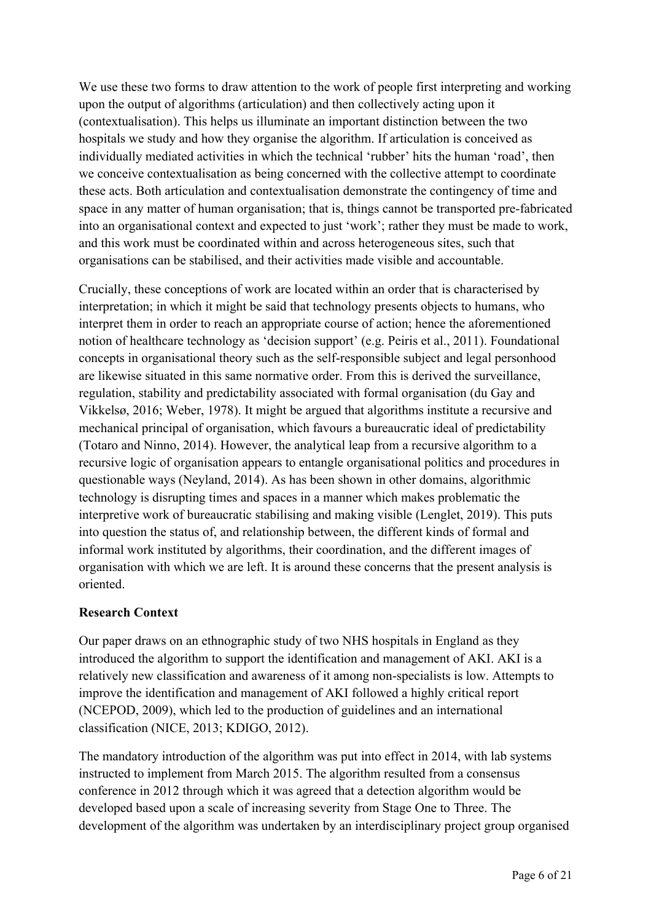We use these two forms to draw attention to the work of people first interpreting and working upon the output of algorithms (articulation) and then collectively acting upon it (contextualisation). This helps us illuminate an important distinction between the two hospitals we study and how they organise the algorithm. If articulation is conceived as individually mediated activities in which the technical 'rubber' hits the human 'road', then we conceive contextualisation as being concerned with the collective attempt to coordinate these acts. Both articulation and contextualisation demonstrate the contingency of time and space in any matter of human organisation; that is, things cannot be transported pre-fabricated into an organisational context and expected to just 'work'; rather they must be made to work, and this work must be coordinated within and across heterogeneous sites, such that organisations can be stabilised, and their activities made visible and accountable.

Crucially, these conceptions of work are located within an order that is characterised by interpretation; in which it might be said that technology presents objects to humans, who interpret them in order to reach an appropriate course of action; hence the aforementioned notion of healthcare technology as 'decision support' (e.g. Peiris et al., 2011). Foundational concepts in organisational theory such as the self-responsible subject and legal personhood are likewise situated in this same normative order. From this is derived the surveillance, regulation, stability and predictability associated with formal organisation (du Gay and Vikkelsø, 2016; Weber, 1978). It might be argued that algorithms institute a recursive and mechanical principal of organisation, which favours a bureaucratic ideal of predictability (Totaro and Ninno, 2014). However, the analytical leap from a recursive algorithm to a recursive logic of organisation appears to entangle organisational politics and procedures in questionable ways (Neyland, 2014). As has been shown in other domains, algorithmic technology is disrupting times and spaces in a manner which makes problematic the interpretive work of bureaucratic stabilising and making visible (Lenglet, 2019). This puts into question the status of, and relationship between, the different kinds of formal and informal work instituted by algorithms, their coordination, and the different images of organisation with which we are left. It is around these concerns that the present analysis is oriented.

## Research Context

Our paper draws on an ethnographic study of two NHS hospitals in England as they introduced the algorithm to support the identification and management of AKI. AKI is a relatively new classification and awareness of it among non-specialists is low. Attempts to improve the identification and management of AKI followed a highly critical report (NCEPOD, 2009), which led to the production of guidelines and an international classification (NICE, 2013; KDIGO, 2012).

The mandatory introduction of the algorithm was put into effect in 2014, with lab systems instructed to implement from March 2015. The algorithm resulted from a consensus conference in 2012 through which it was agreed that a detection algorithm would be developed based upon a scale of increasing severity from Stage One to Three. The development of the algorithm was undertaken by an interdisciplinary project group organised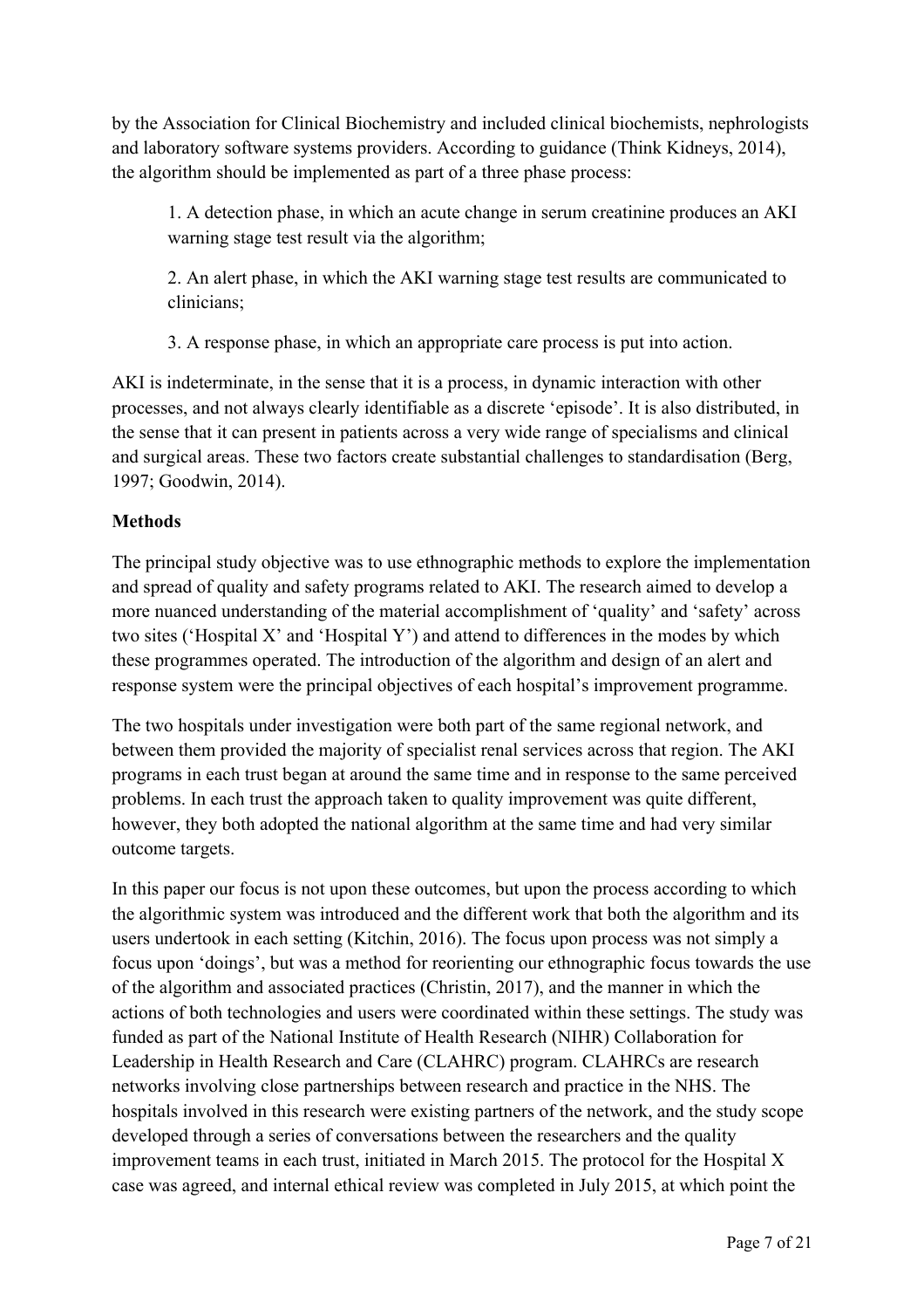by the Association for Clinical Biochemistry and included clinical biochemists, nephrologists and laboratory software systems providers. According to guidance (Think Kidneys, 2014), the algorithm should be implemented as part of a three phase process:

> 1. A detection phase, in which an acute change in serum creatinine produces an AKI warning stage test result via the algorithm;
>
> 2. An alert phase, in which the AKI warning stage test results are communicated to clinicians;
>
> 3. A response phase, in which an appropriate care process is put into action.

AKI is indeterminate, in the sense that it is a process, in dynamic interaction with other processes, and not always clearly identifiable as a discrete 'episode'. It is also distributed, in the sense that it can present in patients across a very wide range of specialisms and clinical and surgical areas. These two factors create substantial challenges to standardisation (Berg, 1997; Goodwin, 2014).

## Methods

The principal study objective was to use ethnographic methods to explore the implementation and spread of quality and safety programs related to AKI. The research aimed to develop a more nuanced understanding of the material accomplishment of 'quality' and 'safety' across two sites ('Hospital X' and 'Hospital Y') and attend to differences in the modes by which these programmes operated. The introduction of the algorithm and design of an alert and response system were the principal objectives of each hospital's improvement programme.

The two hospitals under investigation were both part of the same regional network, and between them provided the majority of specialist renal services across that region. The AKI programs in each trust began at around the same time and in response to the same perceived problems. In each trust the approach taken to quality improvement was quite different, however, they both adopted the national algorithm at the same time and had very similar outcome targets.

In this paper our focus is not upon these outcomes, but upon the process according to which the algorithmic system was introduced and the different work that both the algorithm and its users undertook in each setting (Kitchin, 2016). The focus upon process was not simply a focus upon 'doings', but was a method for reorienting our ethnographic focus towards the use of the algorithm and associated practices (Christin, 2017), and the manner in which the actions of both technologies and users were coordinated within these settings. The study was funded as part of the National Institute of Health Research (NIHR) Collaboration for Leadership in Health Research and Care (CLAHRC) program. CLAHRCs are research networks involving close partnerships between research and practice in the NHS. The hospitals involved in this research were existing partners of the network, and the study scope developed through a series of conversations between the researchers and the quality improvement teams in each trust, initiated in March 2015. The protocol for the Hospital X case was agreed, and internal ethical review was completed in July 2015, at which point the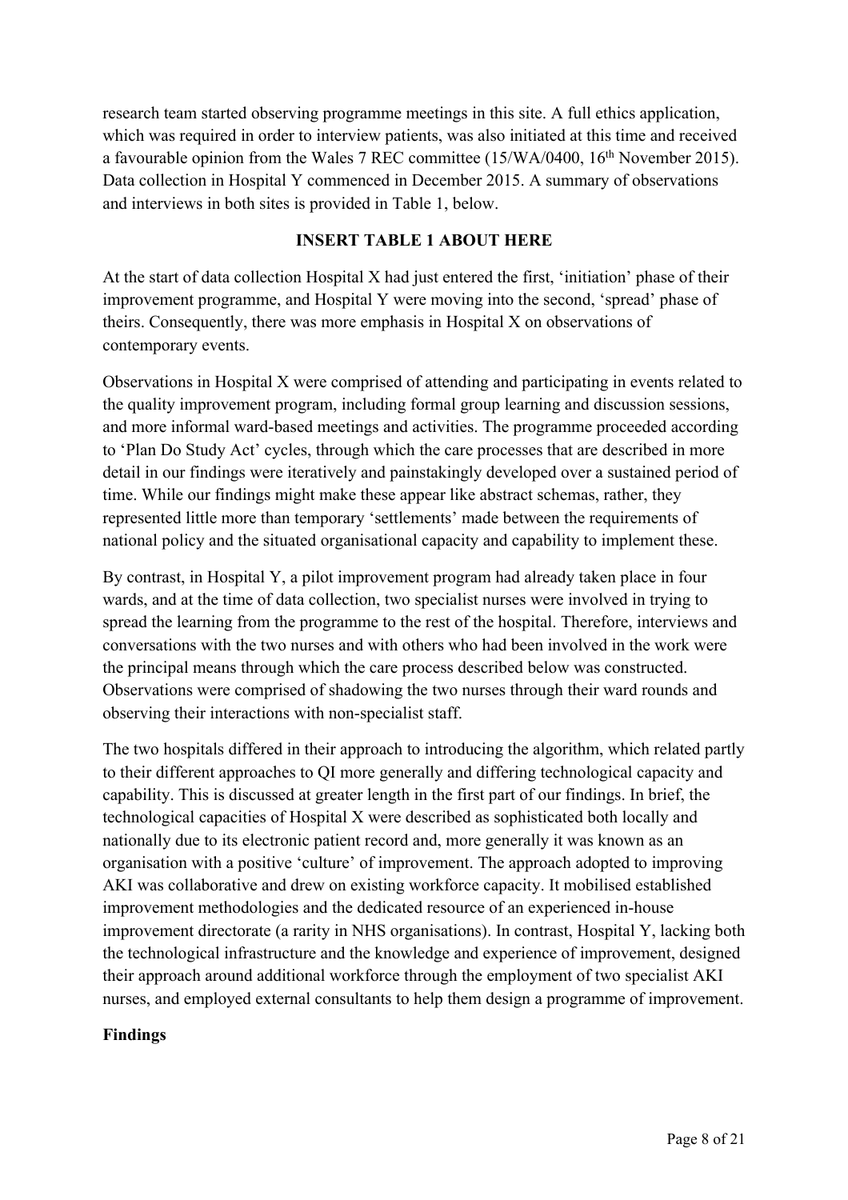research team started observing programme meetings in this site. A full ethics application, which was required in order to interview patients, was also initiated at this time and received a favourable opinion from the Wales 7 REC committee (15/WA/0400, 16th November 2015). Data collection in Hospital Y commenced in December 2015. A summary of observations and interviews in both sites is provided in Table 1, below.

**INSERT TABLE 1 ABOUT HERE**

At the start of data collection Hospital X had just entered the first, 'initiation' phase of their improvement programme, and Hospital Y were moving into the second, 'spread' phase of theirs. Consequently, there was more emphasis in Hospital X on observations of contemporary events.

Observations in Hospital X were comprised of attending and participating in events related to the quality improvement program, including formal group learning and discussion sessions, and more informal ward-based meetings and activities. The programme proceeded according to 'Plan Do Study Act' cycles, through which the care processes that are described in more detail in our findings were iteratively and painstakingly developed over a sustained period of time. While our findings might make these appear like abstract schemas, rather, they represented little more than temporary 'settlements' made between the requirements of national policy and the situated organisational capacity and capability to implement these.

By contrast, in Hospital Y, a pilot improvement program had already taken place in four wards, and at the time of data collection, two specialist nurses were involved in trying to spread the learning from the programme to the rest of the hospital. Therefore, interviews and conversations with the two nurses and with others who had been involved in the work were the principal means through which the care process described below was constructed. Observations were comprised of shadowing the two nurses through their ward rounds and observing their interactions with non-specialist staff.

The two hospitals differed in their approach to introducing the algorithm, which related partly to their different approaches to QI more generally and differing technological capacity and capability. This is discussed at greater length in the first part of our findings. In brief, the technological capacities of Hospital X were described as sophisticated both locally and nationally due to its electronic patient record and, more generally it was known as an organisation with a positive 'culture' of improvement. The approach adopted to improving AKI was collaborative and drew on existing workforce capacity. It mobilised established improvement methodologies and the dedicated resource of an experienced in-house improvement directorate (a rarity in NHS organisations). In contrast, Hospital Y, lacking both the technological infrastructure and the knowledge and experience of improvement, designed their approach around additional workforce through the employment of two specialist AKI nurses, and employed external consultants to help them design a programme of improvement.

**Findings**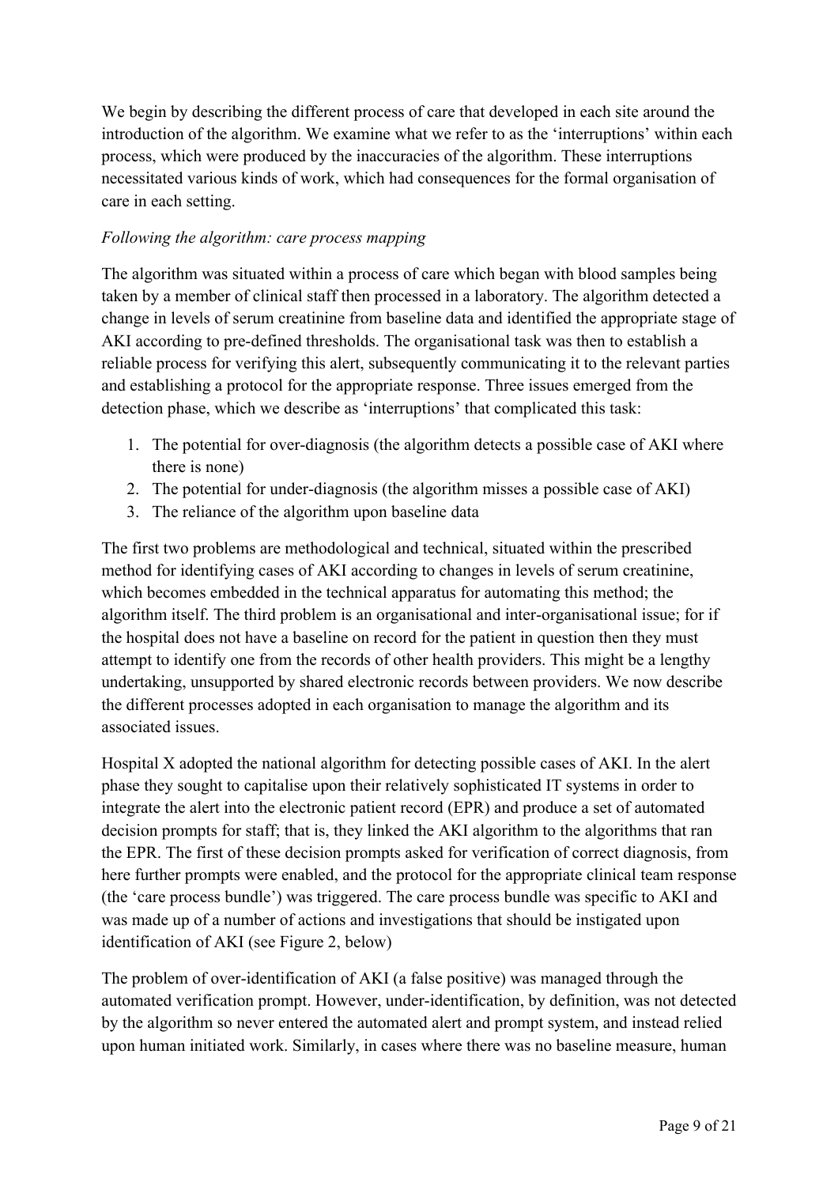We begin by describing the different process of care that developed in each site around the introduction of the algorithm. We examine what we refer to as the 'interruptions' within each process, which were produced by the inaccuracies of the algorithm. These interruptions necessitated various kinds of work, which had consequences for the formal organisation of care in each setting.

*Following the algorithm: care process mapping*

The algorithm was situated within a process of care which began with blood samples being taken by a member of clinical staff then processed in a laboratory. The algorithm detected a change in levels of serum creatinine from baseline data and identified the appropriate stage of AKI according to pre-defined thresholds. The organisational task was then to establish a reliable process for verifying this alert, subsequently communicating it to the relevant parties and establishing a protocol for the appropriate response. Three issues emerged from the detection phase, which we describe as 'interruptions' that complicated this task:

1. The potential for over-diagnosis (the algorithm detects a possible case of AKI where there is none)
2. The potential for under-diagnosis (the algorithm misses a possible case of AKI)
3. The reliance of the algorithm upon baseline data

The first two problems are methodological and technical, situated within the prescribed method for identifying cases of AKI according to changes in levels of serum creatinine, which becomes embedded in the technical apparatus for automating this method; the algorithm itself. The third problem is an organisational and inter-organisational issue; for if the hospital does not have a baseline on record for the patient in question then they must attempt to identify one from the records of other health providers. This might be a lengthy undertaking, unsupported by shared electronic records between providers. We now describe the different processes adopted in each organisation to manage the algorithm and its associated issues.

Hospital X adopted the national algorithm for detecting possible cases of AKI. In the alert phase they sought to capitalise upon their relatively sophisticated IT systems in order to integrate the alert into the electronic patient record (EPR) and produce a set of automated decision prompts for staff; that is, they linked the AKI algorithm to the algorithms that ran the EPR. The first of these decision prompts asked for verification of correct diagnosis, from here further prompts were enabled, and the protocol for the appropriate clinical team response (the 'care process bundle') was triggered. The care process bundle was specific to AKI and was made up of a number of actions and investigations that should be instigated upon identification of AKI (see Figure 2, below)

The problem of over-identification of AKI (a false positive) was managed through the automated verification prompt. However, under-identification, by definition, was not detected by the algorithm so never entered the automated alert and prompt system, and instead relied upon human initiated work. Similarly, in cases where there was no baseline measure, human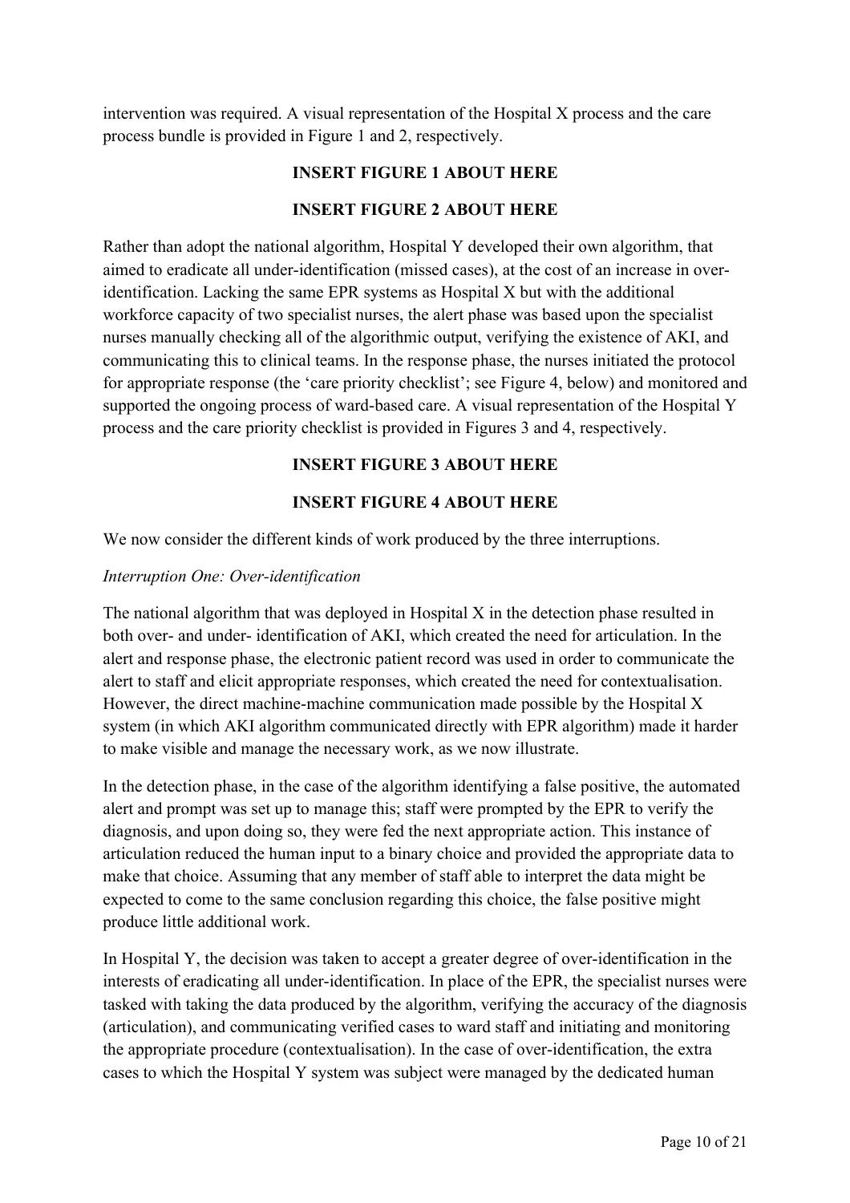intervention was required. A visual representation of the Hospital X process and the care process bundle is provided in Figure 1 and 2, respectively.

**INSERT FIGURE 1 ABOUT HERE**

**INSERT FIGURE 2 ABOUT HERE**

Rather than adopt the national algorithm, Hospital Y developed their own algorithm, that aimed to eradicate all under-identification (missed cases), at the cost of an increase in over-identification. Lacking the same EPR systems as Hospital X but with the additional workforce capacity of two specialist nurses, the alert phase was based upon the specialist nurses manually checking all of the algorithmic output, verifying the existence of AKI, and communicating this to clinical teams. In the response phase, the nurses initiated the protocol for appropriate response (the 'care priority checklist'; see Figure 4, below) and monitored and supported the ongoing process of ward-based care. A visual representation of the Hospital Y process and the care priority checklist is provided in Figures 3 and 4, respectively.

**INSERT FIGURE 3 ABOUT HERE**

**INSERT FIGURE 4 ABOUT HERE**

We now consider the different kinds of work produced by the three interruptions.

*Interruption One: Over-identification*

The national algorithm that was deployed in Hospital X in the detection phase resulted in both over- and under- identification of AKI, which created the need for articulation. In the alert and response phase, the electronic patient record was used in order to communicate the alert to staff and elicit appropriate responses, which created the need for contextualisation. However, the direct machine-machine communication made possible by the Hospital X system (in which AKI algorithm communicated directly with EPR algorithm) made it harder to make visible and manage the necessary work, as we now illustrate.

In the detection phase, in the case of the algorithm identifying a false positive, the automated alert and prompt was set up to manage this; staff were prompted by the EPR to verify the diagnosis, and upon doing so, they were fed the next appropriate action. This instance of articulation reduced the human input to a binary choice and provided the appropriate data to make that choice. Assuming that any member of staff able to interpret the data might be expected to come to the same conclusion regarding this choice, the false positive might produce little additional work.

In Hospital Y, the decision was taken to accept a greater degree of over-identification in the interests of eradicating all under-identification. In place of the EPR, the specialist nurses were tasked with taking the data produced by the algorithm, verifying the accuracy of the diagnosis (articulation), and communicating verified cases to ward staff and initiating and monitoring the appropriate procedure (contextualisation). In the case of over-identification, the extra cases to which the Hospital Y system was subject were managed by the dedicated human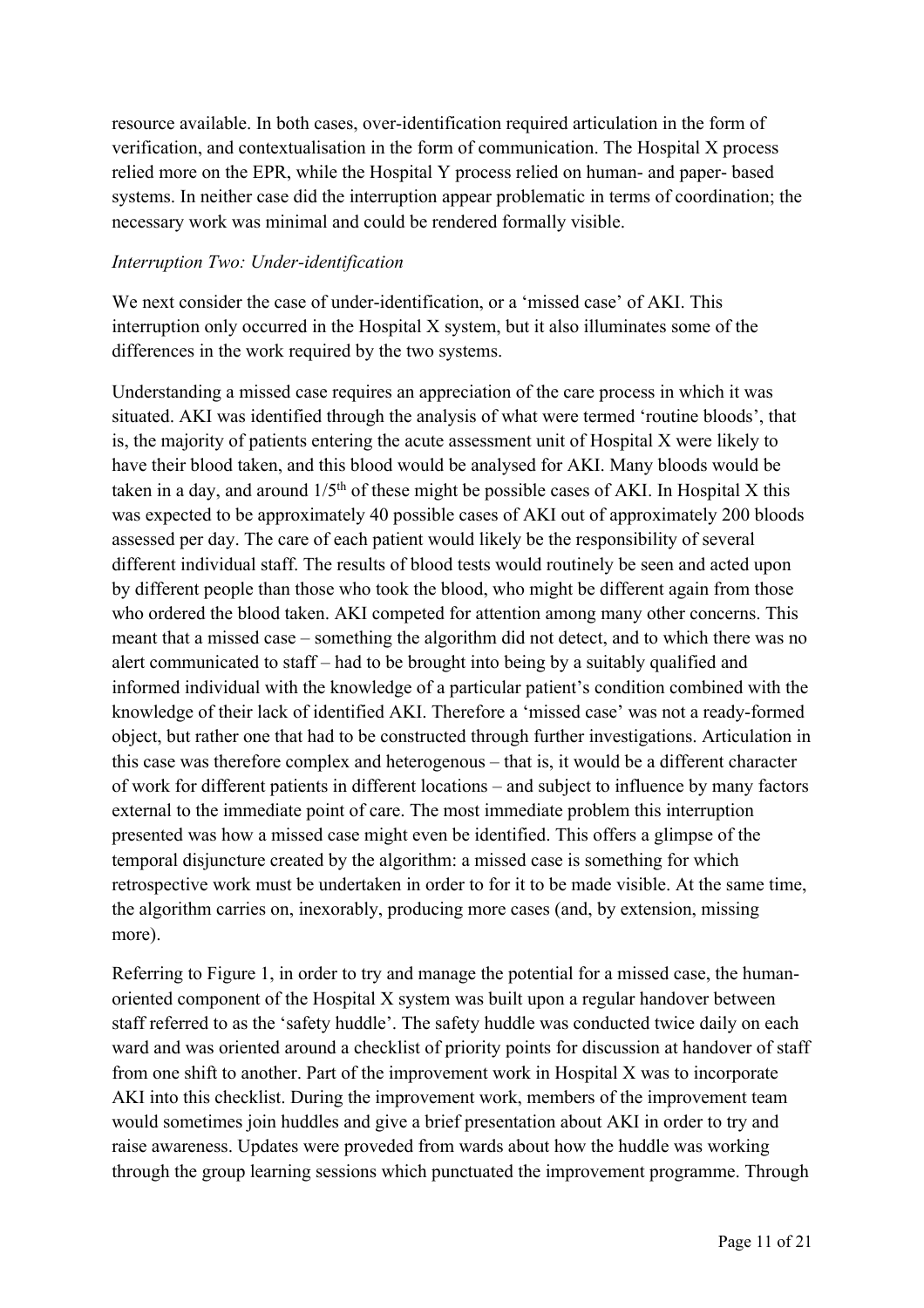resource available. In both cases, over-identification required articulation in the form of verification, and contextualisation in the form of communication. The Hospital X process relied more on the EPR, while the Hospital Y process relied on human- and paper- based systems. In neither case did the interruption appear problematic in terms of coordination; the necessary work was minimal and could be rendered formally visible.

*Interruption Two: Under-identification*

We next consider the case of under-identification, or a 'missed case' of AKI. This interruption only occurred in the Hospital X system, but it also illuminates some of the differences in the work required by the two systems.

Understanding a missed case requires an appreciation of the care process in which it was situated. AKI was identified through the analysis of what were termed 'routine bloods', that is, the majority of patients entering the acute assessment unit of Hospital X were likely to have their blood taken, and this blood would be analysed for AKI. Many bloods would be taken in a day, and around 1/5th of these might be possible cases of AKI. In Hospital X this was expected to be approximately 40 possible cases of AKI out of approximately 200 bloods assessed per day. The care of each patient would likely be the responsibility of several different individual staff. The results of blood tests would routinely be seen and acted upon by different people than those who took the blood, who might be different again from those who ordered the blood taken. AKI competed for attention among many other concerns. This meant that a missed case – something the algorithm did not detect, and to which there was no alert communicated to staff – had to be brought into being by a suitably qualified and informed individual with the knowledge of a particular patient's condition combined with the knowledge of their lack of identified AKI. Therefore a 'missed case' was not a ready-formed object, but rather one that had to be constructed through further investigations. Articulation in this case was therefore complex and heterogenous – that is, it would be a different character of work for different patients in different locations – and subject to influence by many factors external to the immediate point of care. The most immediate problem this interruption presented was how a missed case might even be identified. This offers a glimpse of the temporal disjuncture created by the algorithm: a missed case is something for which retrospective work must be undertaken in order to for it to be made visible. At the same time, the algorithm carries on, inexorably, producing more cases (and, by extension, missing more).

Referring to Figure 1, in order to try and manage the potential for a missed case, the human-oriented component of the Hospital X system was built upon a regular handover between staff referred to as the 'safety huddle'. The safety huddle was conducted twice daily on each ward and was oriented around a checklist of priority points for discussion at handover of staff from one shift to another. Part of the improvement work in Hospital X was to incorporate AKI into this checklist. During the improvement work, members of the improvement team would sometimes join huddles and give a brief presentation about AKI in order to try and raise awareness. Updates were proveded from wards about how the huddle was working through the group learning sessions which punctuated the improvement programme. Through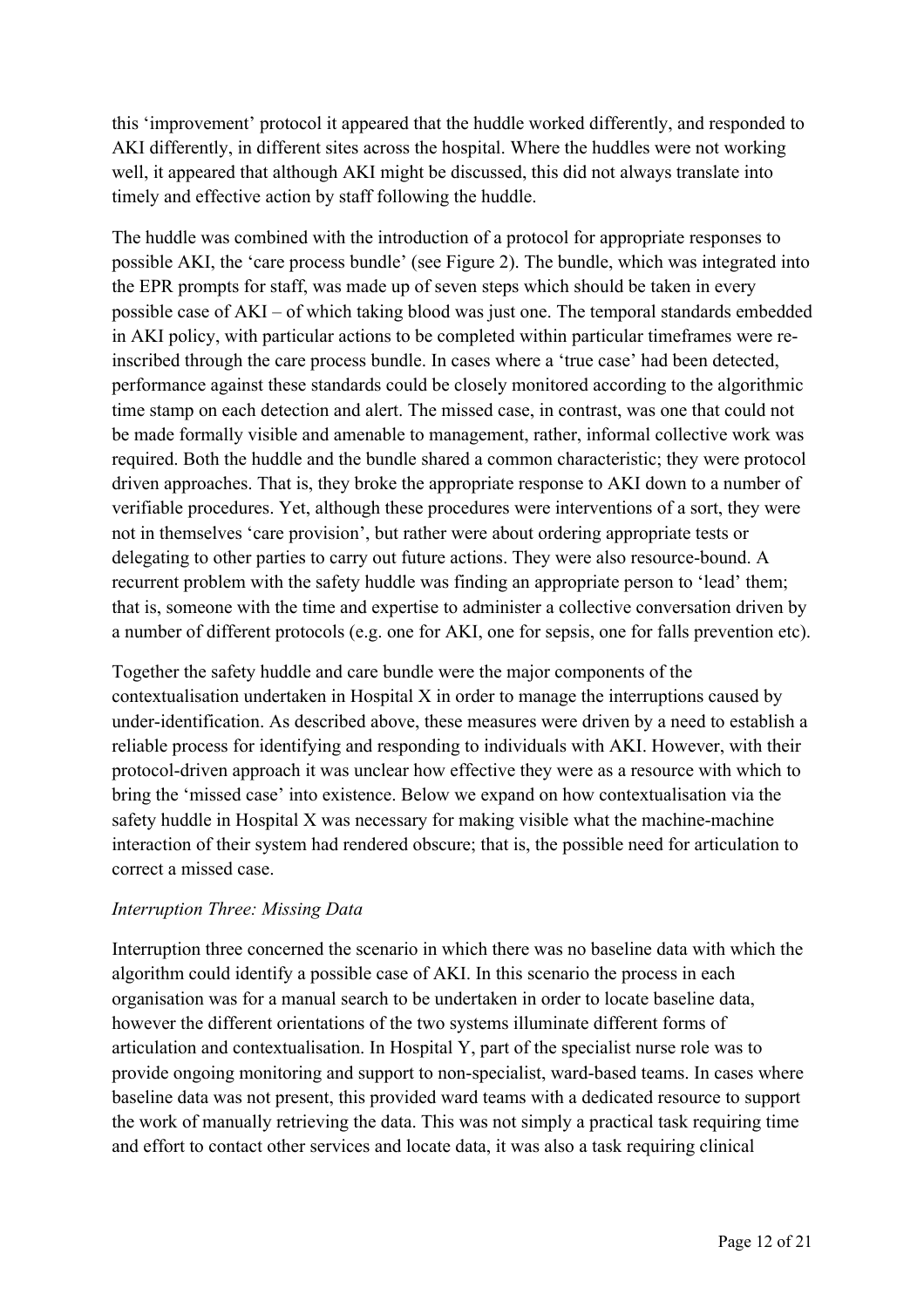this 'improvement' protocol it appeared that the huddle worked differently, and responded to AKI differently, in different sites across the hospital. Where the huddles were not working well, it appeared that although AKI might be discussed, this did not always translate into timely and effective action by staff following the huddle.

The huddle was combined with the introduction of a protocol for appropriate responses to possible AKI, the 'care process bundle' (see Figure 2). The bundle, which was integrated into the EPR prompts for staff, was made up of seven steps which should be taken in every possible case of AKI – of which taking blood was just one. The temporal standards embedded in AKI policy, with particular actions to be completed within particular timeframes were re-inscribed through the care process bundle. In cases where a 'true case' had been detected, performance against these standards could be closely monitored according to the algorithmic time stamp on each detection and alert. The missed case, in contrast, was one that could not be made formally visible and amenable to management, rather, informal collective work was required. Both the huddle and the bundle shared a common characteristic; they were protocol driven approaches. That is, they broke the appropriate response to AKI down to a number of verifiable procedures. Yet, although these procedures were interventions of a sort, they were not in themselves 'care provision', but rather were about ordering appropriate tests or delegating to other parties to carry out future actions. They were also resource-bound. A recurrent problem with the safety huddle was finding an appropriate person to 'lead' them; that is, someone with the time and expertise to administer a collective conversation driven by a number of different protocols (e.g. one for AKI, one for sepsis, one for falls prevention etc).

Together the safety huddle and care bundle were the major components of the contextualisation undertaken in Hospital X in order to manage the interruptions caused by under-identification. As described above, these measures were driven by a need to establish a reliable process for identifying and responding to individuals with AKI. However, with their protocol-driven approach it was unclear how effective they were as a resource with which to bring the 'missed case' into existence. Below we expand on how contextualisation via the safety huddle in Hospital X was necessary for making visible what the machine-machine interaction of their system had rendered obscure; that is, the possible need for articulation to correct a missed case.

*Interruption Three: Missing Data*

Interruption three concerned the scenario in which there was no baseline data with which the algorithm could identify a possible case of AKI. In this scenario the process in each organisation was for a manual search to be undertaken in order to locate baseline data, however the different orientations of the two systems illuminate different forms of articulation and contextualisation. In Hospital Y, part of the specialist nurse role was to provide ongoing monitoring and support to non-specialist, ward-based teams. In cases where baseline data was not present, this provided ward teams with a dedicated resource to support the work of manually retrieving the data. This was not simply a practical task requiring time and effort to contact other services and locate data, it was also a task requiring clinical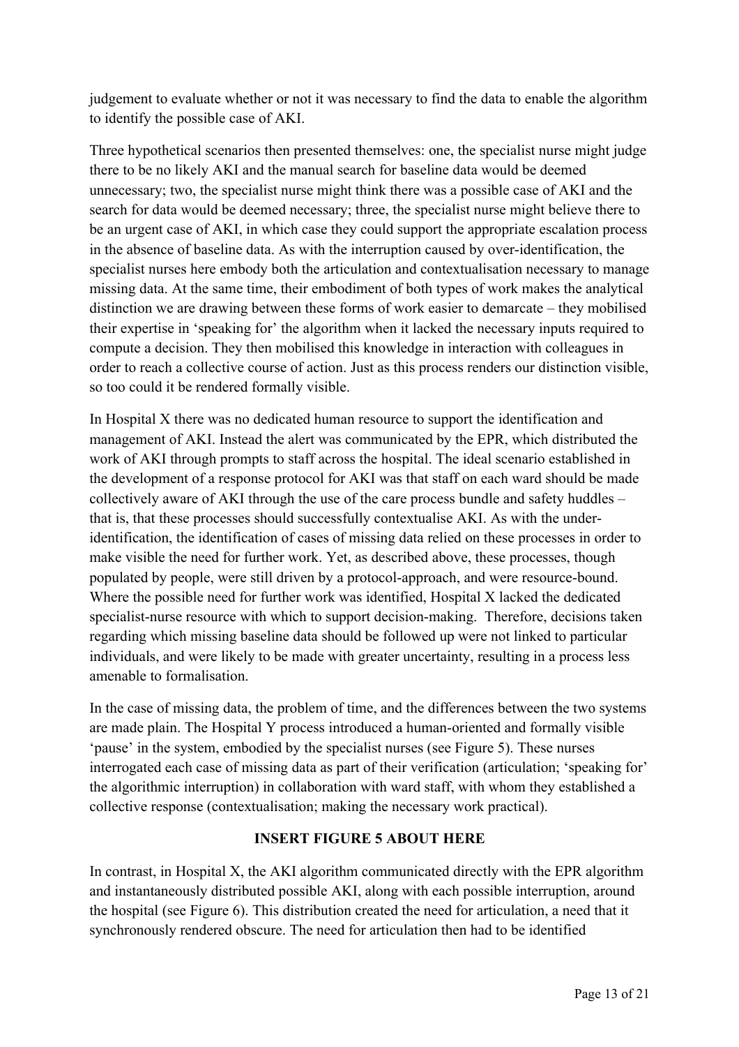judgement to evaluate whether or not it was necessary to find the data to enable the algorithm to identify the possible case of AKI.

Three hypothetical scenarios then presented themselves: one, the specialist nurse might judge there to be no likely AKI and the manual search for baseline data would be deemed unnecessary; two, the specialist nurse might think there was a possible case of AKI and the search for data would be deemed necessary; three, the specialist nurse might believe there to be an urgent case of AKI, in which case they could support the appropriate escalation process in the absence of baseline data. As with the interruption caused by over-identification, the specialist nurses here embody both the articulation and contextualisation necessary to manage missing data. At the same time, their embodiment of both types of work makes the analytical distinction we are drawing between these forms of work easier to demarcate – they mobilised their expertise in 'speaking for' the algorithm when it lacked the necessary inputs required to compute a decision. They then mobilised this knowledge in interaction with colleagues in order to reach a collective course of action. Just as this process renders our distinction visible, so too could it be rendered formally visible.

In Hospital X there was no dedicated human resource to support the identification and management of AKI. Instead the alert was communicated by the EPR, which distributed the work of AKI through prompts to staff across the hospital. The ideal scenario established in the development of a response protocol for AKI was that staff on each ward should be made collectively aware of AKI through the use of the care process bundle and safety huddles – that is, that these processes should successfully contextualise AKI. As with the under-identification, the identification of cases of missing data relied on these processes in order to make visible the need for further work. Yet, as described above, these processes, though populated by people, were still driven by a protocol-approach, and were resource-bound. Where the possible need for further work was identified, Hospital X lacked the dedicated specialist-nurse resource with which to support decision-making. Therefore, decisions taken regarding which missing baseline data should be followed up were not linked to particular individuals, and were likely to be made with greater uncertainty, resulting in a process less amenable to formalisation.

In the case of missing data, the problem of time, and the differences between the two systems are made plain. The Hospital Y process introduced a human-oriented and formally visible 'pause' in the system, embodied by the specialist nurses (see Figure 5). These nurses interrogated each case of missing data as part of their verification (articulation; 'speaking for' the algorithmic interruption) in collaboration with ward staff, with whom they established a collective response (contextualisation; making the necessary work practical).

**INSERT FIGURE 5 ABOUT HERE**

In contrast, in Hospital X, the AKI algorithm communicated directly with the EPR algorithm and instantaneously distributed possible AKI, along with each possible interruption, around the hospital (see Figure 6). This distribution created the need for articulation, a need that it synchronously rendered obscure. The need for articulation then had to be identified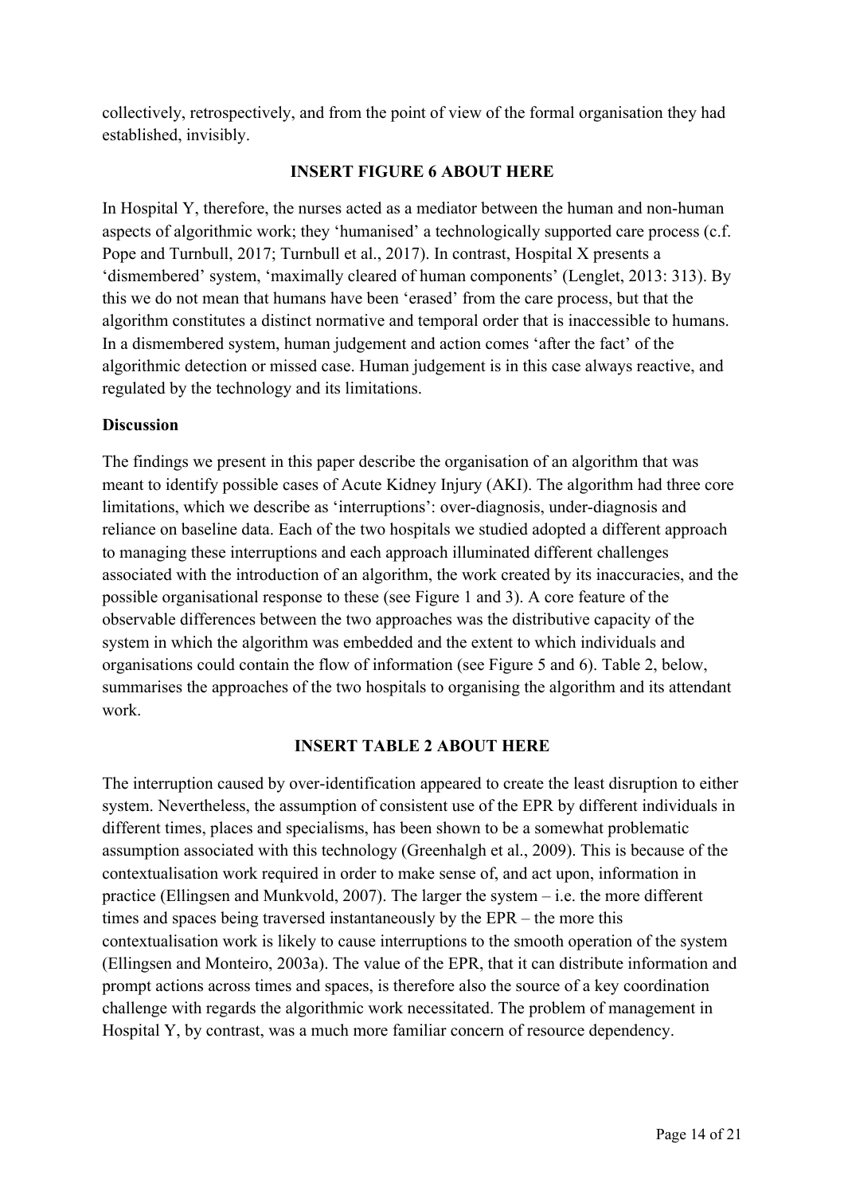collectively, retrospectively, and from the point of view of the formal organisation they had established, invisibly.

**INSERT FIGURE 6 ABOUT HERE**

In Hospital Y, therefore, the nurses acted as a mediator between the human and non-human aspects of algorithmic work; they 'humanised' a technologically supported care process (c.f. Pope and Turnbull, 2017; Turnbull et al., 2017). In contrast, Hospital X presents a 'dismembered' system, 'maximally cleared of human components' (Lenglet, 2013: 313). By this we do not mean that humans have been 'erased' from the care process, but that the algorithm constitutes a distinct normative and temporal order that is inaccessible to humans. In a dismembered system, human judgement and action comes 'after the fact' of the algorithmic detection or missed case. Human judgement is in this case always reactive, and regulated by the technology and its limitations.

**Discussion**

The findings we present in this paper describe the organisation of an algorithm that was meant to identify possible cases of Acute Kidney Injury (AKI). The algorithm had three core limitations, which we describe as 'interruptions': over-diagnosis, under-diagnosis and reliance on baseline data. Each of the two hospitals we studied adopted a different approach to managing these interruptions and each approach illuminated different challenges associated with the introduction of an algorithm, the work created by its inaccuracies, and the possible organisational response to these (see Figure 1 and 3). A core feature of the observable differences between the two approaches was the distributive capacity of the system in which the algorithm was embedded and the extent to which individuals and organisations could contain the flow of information (see Figure 5 and 6). Table 2, below, summarises the approaches of the two hospitals to organising the algorithm and its attendant work.

**INSERT TABLE 2 ABOUT HERE**

The interruption caused by over-identification appeared to create the least disruption to either system. Nevertheless, the assumption of consistent use of the EPR by different individuals in different times, places and specialisms, has been shown to be a somewhat problematic assumption associated with this technology (Greenhalgh et al., 2009). This is because of the contextualisation work required in order to make sense of, and act upon, information in practice (Ellingsen and Munkvold, 2007). The larger the system – i.e. the more different times and spaces being traversed instantaneously by the EPR – the more this contextualisation work is likely to cause interruptions to the smooth operation of the system (Ellingsen and Monteiro, 2003a). The value of the EPR, that it can distribute information and prompt actions across times and spaces, is therefore also the source of a key coordination challenge with regards the algorithmic work necessitated. The problem of management in Hospital Y, by contrast, was a much more familiar concern of resource dependency.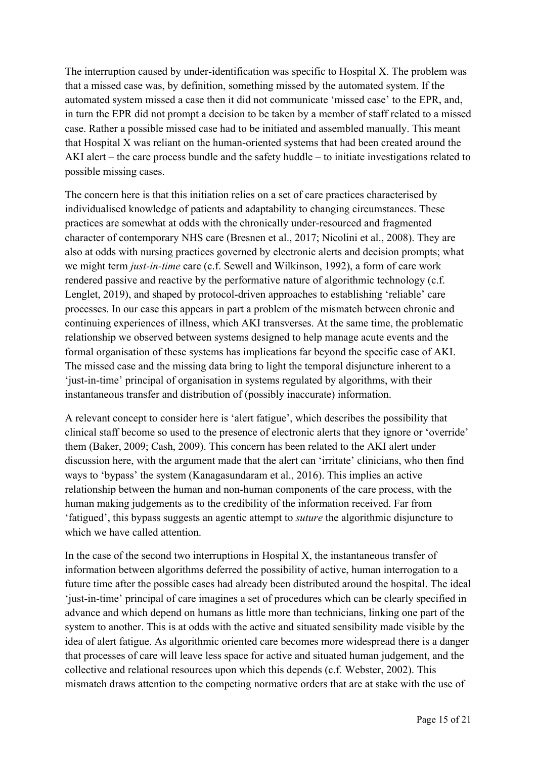The interruption caused by under-identification was specific to Hospital X. The problem was that a missed case was, by definition, something missed by the automated system. If the automated system missed a case then it did not communicate 'missed case' to the EPR, and, in turn the EPR did not prompt a decision to be taken by a member of staff related to a missed case. Rather a possible missed case had to be initiated and assembled manually. This meant that Hospital X was reliant on the human-oriented systems that had been created around the AKI alert – the care process bundle and the safety huddle – to initiate investigations related to possible missing cases.

The concern here is that this initiation relies on a set of care practices characterised by individualised knowledge of patients and adaptability to changing circumstances. These practices are somewhat at odds with the chronically under-resourced and fragmented character of contemporary NHS care (Bresnen et al., 2017; Nicolini et al., 2008). They are also at odds with nursing practices governed by electronic alerts and decision prompts; what we might term *just-in-time* care (c.f. Sewell and Wilkinson, 1992), a form of care work rendered passive and reactive by the performative nature of algorithmic technology (c.f. Lenglet, 2019), and shaped by protocol-driven approaches to establishing 'reliable' care processes. In our case this appears in part a problem of the mismatch between chronic and continuing experiences of illness, which AKI transverses. At the same time, the problematic relationship we observed between systems designed to help manage acute events and the formal organisation of these systems has implications far beyond the specific case of AKI. The missed case and the missing data bring to light the temporal disjuncture inherent to a 'just-in-time' principal of organisation in systems regulated by algorithms, with their instantaneous transfer and distribution of (possibly inaccurate) information.

A relevant concept to consider here is 'alert fatigue', which describes the possibility that clinical staff become so used to the presence of electronic alerts that they ignore or 'override' them (Baker, 2009; Cash, 2009). This concern has been related to the AKI alert under discussion here, with the argument made that the alert can 'irritate' clinicians, who then find ways to 'bypass' the system (Kanagasundaram et al., 2016). This implies an active relationship between the human and non-human components of the care process, with the human making judgements as to the credibility of the information received. Far from 'fatigued', this bypass suggests an agentic attempt to *suture* the algorithmic disjuncture to which we have called attention.

In the case of the second two interruptions in Hospital X, the instantaneous transfer of information between algorithms deferred the possibility of active, human interrogation to a future time after the possible cases had already been distributed around the hospital. The ideal 'just-in-time' principal of care imagines a set of procedures which can be clearly specified in advance and which depend on humans as little more than technicians, linking one part of the system to another. This is at odds with the active and situated sensibility made visible by the idea of alert fatigue. As algorithmic oriented care becomes more widespread there is a danger that processes of care will leave less space for active and situated human judgement, and the collective and relational resources upon which this depends (c.f. Webster, 2002). This mismatch draws attention to the competing normative orders that are at stake with the use of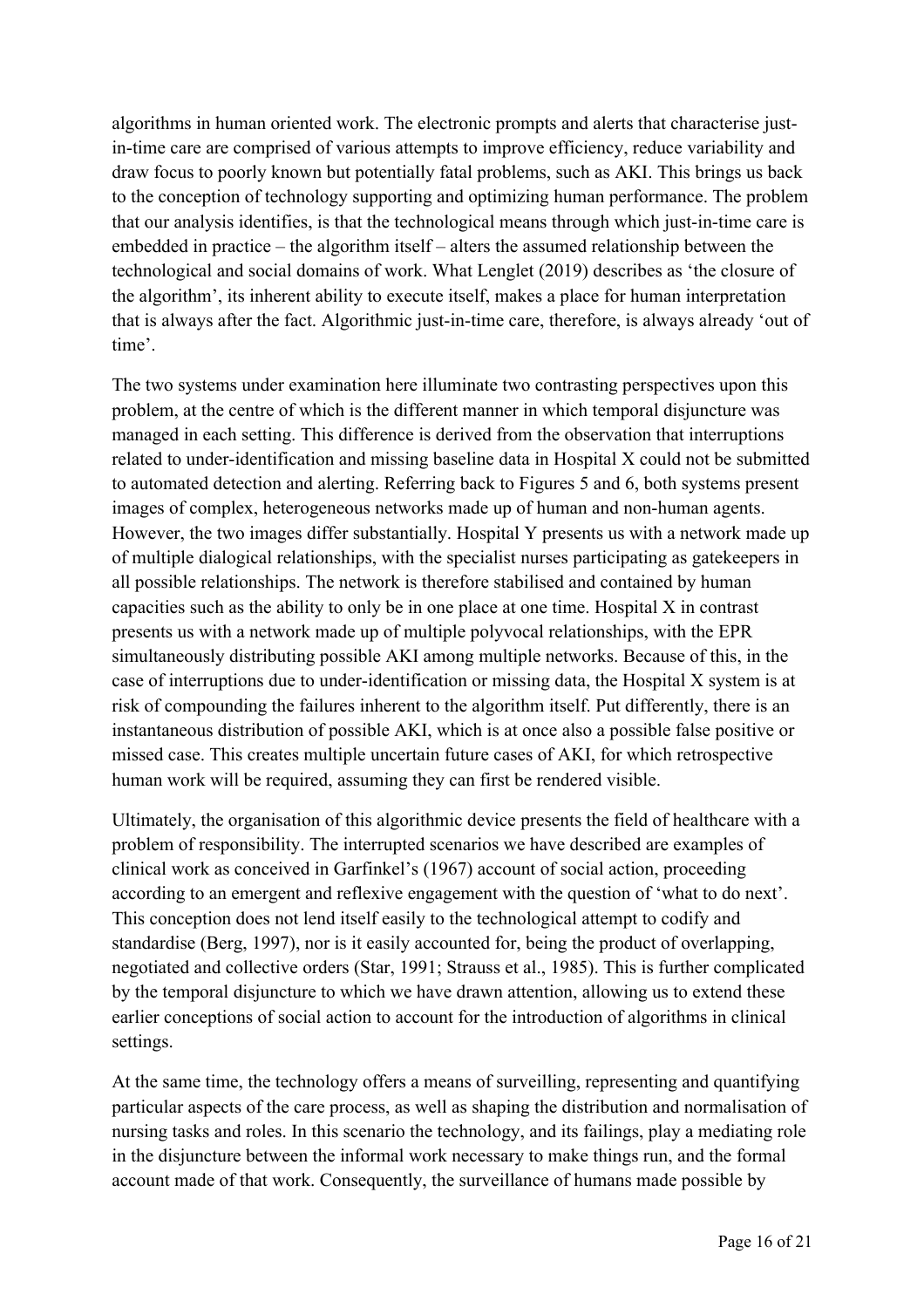algorithms in human oriented work. The electronic prompts and alerts that characterise just-in-time care are comprised of various attempts to improve efficiency, reduce variability and draw focus to poorly known but potentially fatal problems, such as AKI. This brings us back to the conception of technology supporting and optimizing human performance. The problem that our analysis identifies, is that the technological means through which just-in-time care is embedded in practice – the algorithm itself – alters the assumed relationship between the technological and social domains of work. What Lenglet (2019) describes as 'the closure of the algorithm', its inherent ability to execute itself, makes a place for human interpretation that is always after the fact. Algorithmic just-in-time care, therefore, is always already 'out of time'.

The two systems under examination here illuminate two contrasting perspectives upon this problem, at the centre of which is the different manner in which temporal disjuncture was managed in each setting. This difference is derived from the observation that interruptions related to under-identification and missing baseline data in Hospital X could not be submitted to automated detection and alerting. Referring back to Figures 5 and 6, both systems present images of complex, heterogeneous networks made up of human and non-human agents. However, the two images differ substantially. Hospital Y presents us with a network made up of multiple dialogical relationships, with the specialist nurses participating as gatekeepers in all possible relationships. The network is therefore stabilised and contained by human capacities such as the ability to only be in one place at one time. Hospital X in contrast presents us with a network made up of multiple polyvocal relationships, with the EPR simultaneously distributing possible AKI among multiple networks. Because of this, in the case of interruptions due to under-identification or missing data, the Hospital X system is at risk of compounding the failures inherent to the algorithm itself. Put differently, there is an instantaneous distribution of possible AKI, which is at once also a possible false positive or missed case. This creates multiple uncertain future cases of AKI, for which retrospective human work will be required, assuming they can first be rendered visible.

Ultimately, the organisation of this algorithmic device presents the field of healthcare with a problem of responsibility. The interrupted scenarios we have described are examples of clinical work as conceived in Garfinkel's (1967) account of social action, proceeding according to an emergent and reflexive engagement with the question of 'what to do next'. This conception does not lend itself easily to the technological attempt to codify and standardise (Berg, 1997), nor is it easily accounted for, being the product of overlapping, negotiated and collective orders (Star, 1991; Strauss et al., 1985). This is further complicated by the temporal disjuncture to which we have drawn attention, allowing us to extend these earlier conceptions of social action to account for the introduction of algorithms in clinical settings.

At the same time, the technology offers a means of surveilling, representing and quantifying particular aspects of the care process, as well as shaping the distribution and normalisation of nursing tasks and roles. In this scenario the technology, and its failings, play a mediating role in the disjuncture between the informal work necessary to make things run, and the formal account made of that work. Consequently, the surveillance of humans made possible by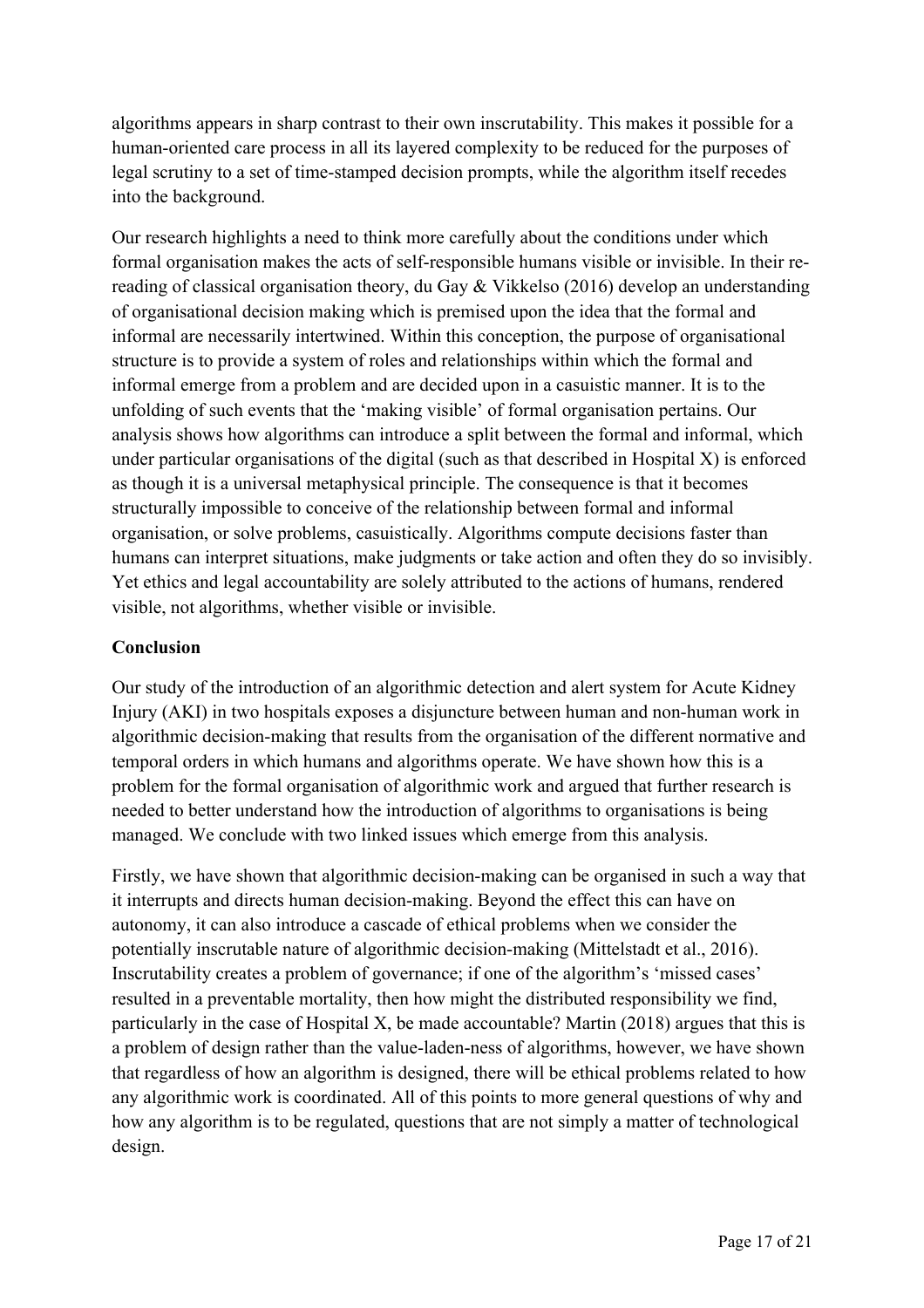algorithms appears in sharp contrast to their own inscrutability. This makes it possible for a human-oriented care process in all its layered complexity to be reduced for the purposes of legal scrutiny to a set of time-stamped decision prompts, while the algorithm itself recedes into the background.

Our research highlights a need to think more carefully about the conditions under which formal organisation makes the acts of self-responsible humans visible or invisible. In their re-reading of classical organisation theory, du Gay & Vikkelso (2016) develop an understanding of organisational decision making which is premised upon the idea that the formal and informal are necessarily intertwined. Within this conception, the purpose of organisational structure is to provide a system of roles and relationships within which the formal and informal emerge from a problem and are decided upon in a casuistic manner. It is to the unfolding of such events that the 'making visible' of formal organisation pertains. Our analysis shows how algorithms can introduce a split between the formal and informal, which under particular organisations of the digital (such as that described in Hospital X) is enforced as though it is a universal metaphysical principle. The consequence is that it becomes structurally impossible to conceive of the relationship between formal and informal organisation, or solve problems, casuistically. Algorithms compute decisions faster than humans can interpret situations, make judgments or take action and often they do so invisibly. Yet ethics and legal accountability are solely attributed to the actions of humans, rendered visible, not algorithms, whether visible or invisible.

## Conclusion

Our study of the introduction of an algorithmic detection and alert system for Acute Kidney Injury (AKI) in two hospitals exposes a disjuncture between human and non-human work in algorithmic decision-making that results from the organisation of the different normative and temporal orders in which humans and algorithms operate. We have shown how this is a problem for the formal organisation of algorithmic work and argued that further research is needed to better understand how the introduction of algorithms to organisations is being managed. We conclude with two linked issues which emerge from this analysis.

Firstly, we have shown that algorithmic decision-making can be organised in such a way that it interrupts and directs human decision-making. Beyond the effect this can have on autonomy, it can also introduce a cascade of ethical problems when we consider the potentially inscrutable nature of algorithmic decision-making (Mittelstadt et al., 2016). Inscrutability creates a problem of governance; if one of the algorithm's 'missed cases' resulted in a preventable mortality, then how might the distributed responsibility we find, particularly in the case of Hospital X, be made accountable? Martin (2018) argues that this is a problem of design rather than the value-laden-ness of algorithms, however, we have shown that regardless of how an algorithm is designed, there will be ethical problems related to how any algorithmic work is coordinated. All of this points to more general questions of why and how any algorithm is to be regulated, questions that are not simply a matter of technological design.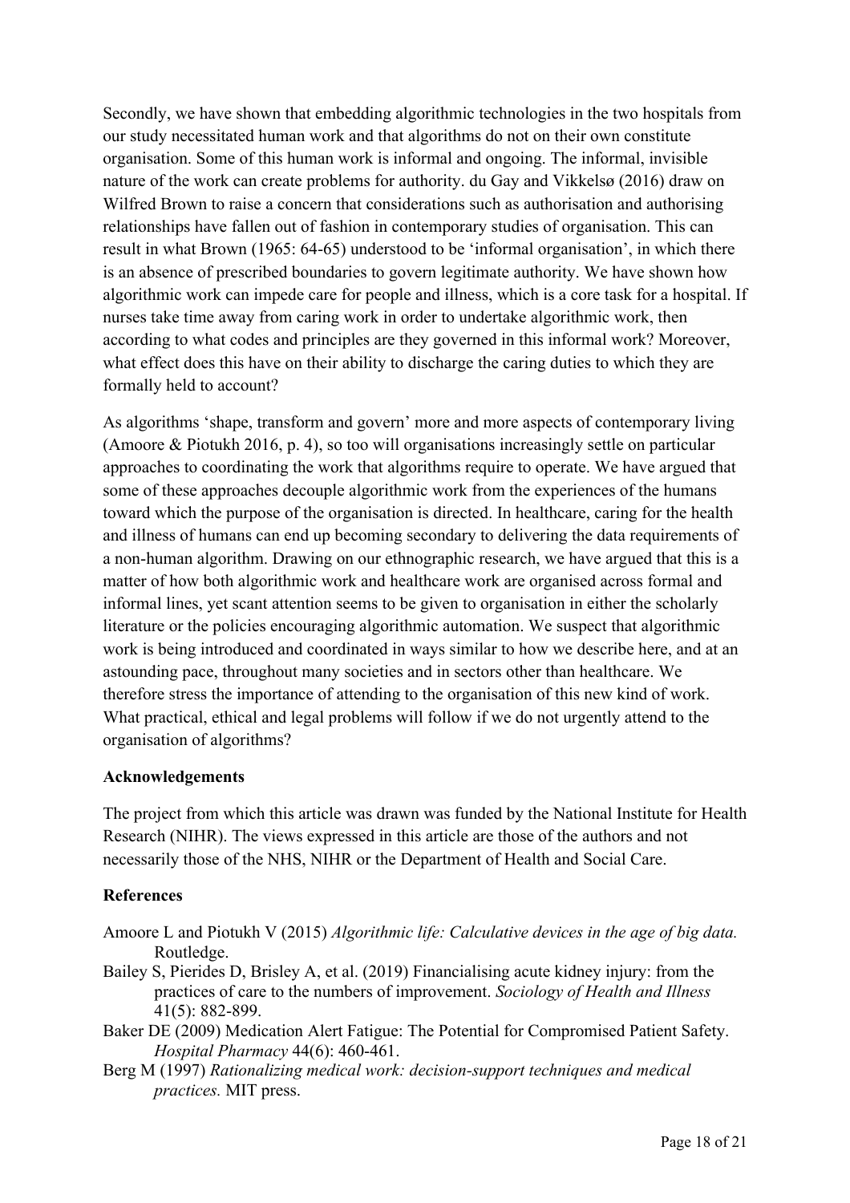Secondly, we have shown that embedding algorithmic technologies in the two hospitals from our study necessitated human work and that algorithms do not on their own constitute organisation. Some of this human work is informal and ongoing. The informal, invisible nature of the work can create problems for authority. du Gay and Vikkelsø (2016) draw on Wilfred Brown to raise a concern that considerations such as authorisation and authorising relationships have fallen out of fashion in contemporary studies of organisation. This can result in what Brown (1965: 64-65) understood to be 'informal organisation', in which there is an absence of prescribed boundaries to govern legitimate authority. We have shown how algorithmic work can impede care for people and illness, which is a core task for a hospital. If nurses take time away from caring work in order to undertake algorithmic work, then according to what codes and principles are they governed in this informal work? Moreover, what effect does this have on their ability to discharge the caring duties to which they are formally held to account?

As algorithms 'shape, transform and govern' more and more aspects of contemporary living (Amoore & Piotukh 2016, p. 4), so too will organisations increasingly settle on particular approaches to coordinating the work that algorithms require to operate. We have argued that some of these approaches decouple algorithmic work from the experiences of the humans toward which the purpose of the organisation is directed. In healthcare, caring for the health and illness of humans can end up becoming secondary to delivering the data requirements of a non-human algorithm. Drawing on our ethnographic research, we have argued that this is a matter of how both algorithmic work and healthcare work are organised across formal and informal lines, yet scant attention seems to be given to organisation in either the scholarly literature or the policies encouraging algorithmic automation. We suspect that algorithmic work is being introduced and coordinated in ways similar to how we describe here, and at an astounding pace, throughout many societies and in sectors other than healthcare. We therefore stress the importance of attending to the organisation of this new kind of work. What practical, ethical and legal problems will follow if we do not urgently attend to the organisation of algorithms?

## Acknowledgements

The project from which this article was drawn was funded by the National Institute for Health Research (NIHR). The views expressed in this article are those of the authors and not necessarily those of the NHS, NIHR or the Department of Health and Social Care.

## References

Amoore L and Piotukh V (2015) *Algorithmic life: Calculative devices in the age of big data.* Routledge.

Bailey S, Pierides D, Brisley A, et al. (2019) Financialising acute kidney injury: from the practices of care to the numbers of improvement. *Sociology of Health and Illness* 41(5): 882-899.

Baker DE (2009) Medication Alert Fatigue: The Potential for Compromised Patient Safety. *Hospital Pharmacy* 44(6): 460-461.

Berg M (1997) *Rationalizing medical work: decision-support techniques and medical practices.* MIT press.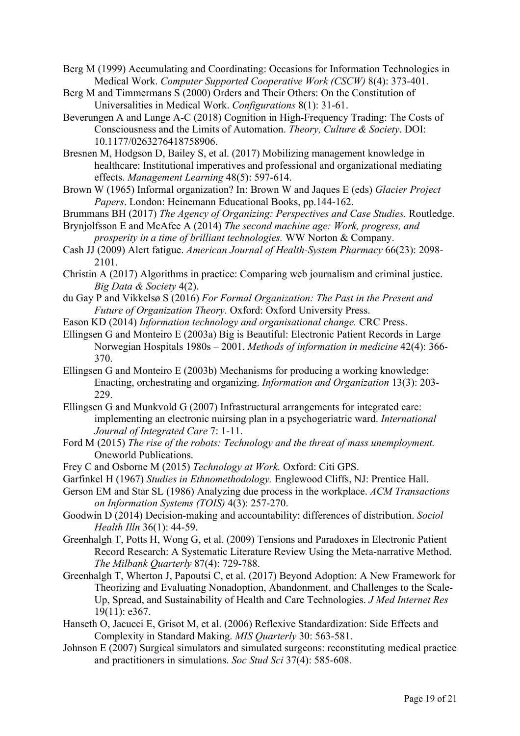Berg M (1999) Accumulating and Coordinating: Occasions for Information Technologies in Medical Work. *Computer Supported Cooperative Work (CSCW)* 8(4): 373-401.

Berg M and Timmermans S (2000) Orders and Their Others: On the Constitution of Universalities in Medical Work. *Configurations* 8(1): 31-61.

Beverungen A and Lange A-C (2018) Cognition in High-Frequency Trading: The Costs of Consciousness and the Limits of Automation. *Theory, Culture & Society*. DOI: 10.1177/0263276418758906.

Bresnen M, Hodgson D, Bailey S, et al. (2017) Mobilizing management knowledge in healthcare: Institutional imperatives and professional and organizational mediating effects. *Management Learning* 48(5): 597-614.

Brown W (1965) Informal organization? In: Brown W and Jaques E (eds) *Glacier Project Papers*. London: Heinemann Educational Books, pp.144-162.

Brummans BH (2017) *The Agency of Organizing: Perspectives and Case Studies.* Routledge.

Brynjolfsson E and McAfee A (2014) *The second machine age: Work, progress, and prosperity in a time of brilliant technologies.* WW Norton & Company.

Cash JJ (2009) Alert fatigue. *American Journal of Health-System Pharmacy* 66(23): 2098-2101.

Christin A (2017) Algorithms in practice: Comparing web journalism and criminal justice. *Big Data & Society* 4(2).

du Gay P and Vikkelsø S (2016) *For Formal Organization: The Past in the Present and Future of Organization Theory.* Oxford: Oxford University Press.

Eason KD (2014) *Information technology and organisational change.* CRC Press.

Ellingsen G and Monteiro E (2003a) Big is Beautiful: Electronic Patient Records in Large Norwegian Hospitals 1980s – 2001. *Methods of information in medicine* 42(4): 366-370.

Ellingsen G and Monteiro E (2003b) Mechanisms for producing a working knowledge: Enacting, orchestrating and organizing. *Information and Organization* 13(3): 203-229.

Ellingsen G and Munkvold G (2007) Infrastructural arrangements for integrated care: implementing an electronic nuirsing plan in a psychogeriatric ward. *International Journal of Integrated Care* 7: 1-11.

Ford M (2015) *The rise of the robots: Technology and the threat of mass unemployment.* Oneworld Publications.

Frey C and Osborne M (2015) *Technology at Work.* Oxford: Citi GPS.

Garfinkel H (1967) *Studies in Ethnomethodology.* Englewood Cliffs, NJ: Prentice Hall.

Gerson EM and Star SL (1986) Analyzing due process in the workplace. *ACM Transactions on Information Systems (TOIS)* 4(3): 257-270.

Goodwin D (2014) Decision-making and accountability: differences of distribution. *Sociol Health Illn* 36(1): 44-59.

Greenhalgh T, Potts H, Wong G, et al. (2009) Tensions and Paradoxes in Electronic Patient Record Research: A Systematic Literature Review Using the Meta-narrative Method. *The Milbank Quarterly* 87(4): 729-788.

Greenhalgh T, Wherton J, Papoutsi C, et al. (2017) Beyond Adoption: A New Framework for Theorizing and Evaluating Nonadoption, Abandonment, and Challenges to the Scale-Up, Spread, and Sustainability of Health and Care Technologies. *J Med Internet Res* 19(11): e367.

Hanseth O, Jacucci E, Grisot M, et al. (2006) Reflexive Standardization: Side Effects and Complexity in Standard Making. *MIS Quarterly* 30: 563-581.

Johnson E (2007) Surgical simulators and simulated surgeons: reconstituting medical practice and practitioners in simulations. *Soc Stud Sci* 37(4): 585-608.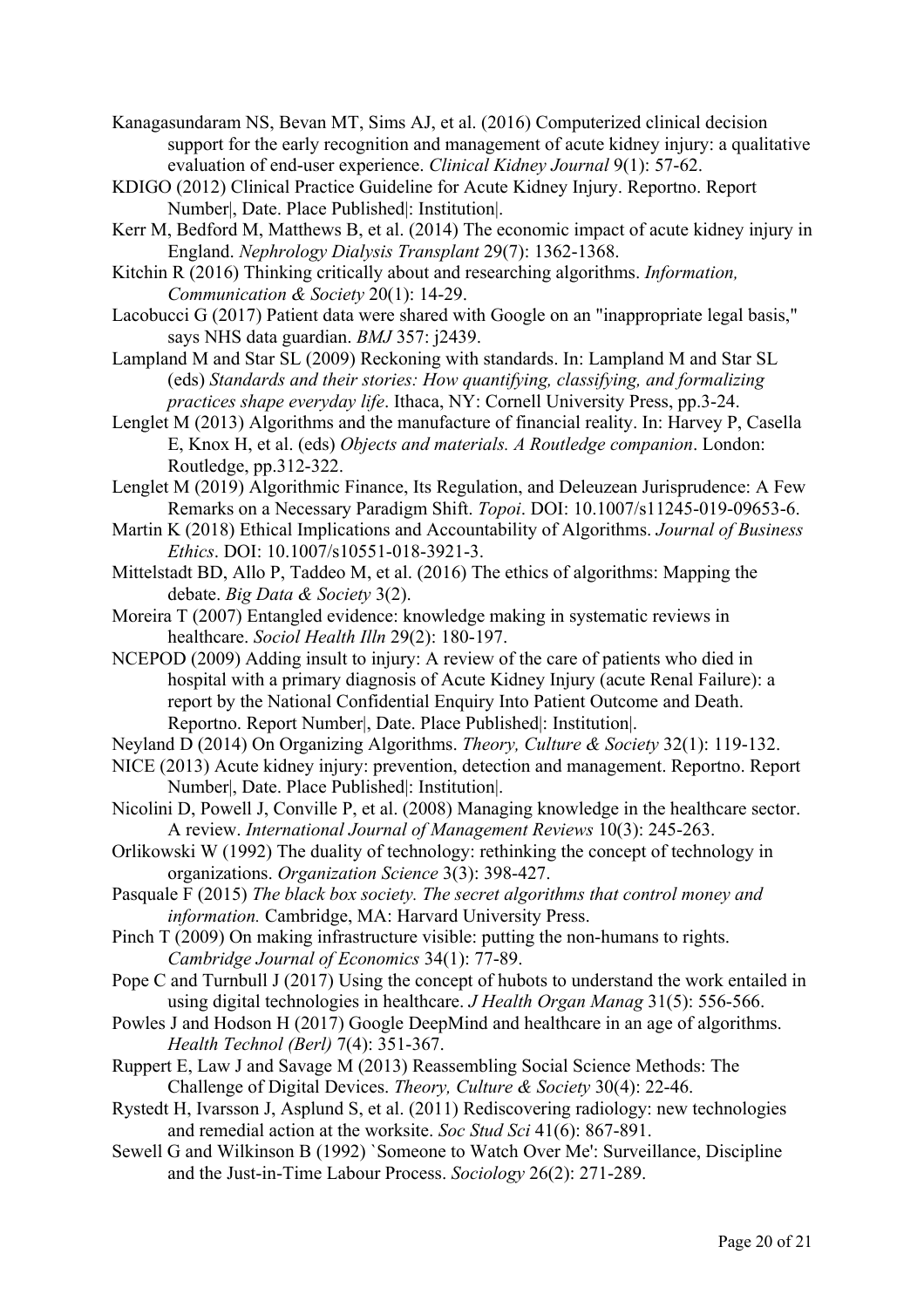Kanagasundaram NS, Bevan MT, Sims AJ, et al. (2016) Computerized clinical decision support for the early recognition and management of acute kidney injury: a qualitative evaluation of end-user experience. *Clinical Kidney Journal* 9(1): 57-62.

KDIGO (2012) Clinical Practice Guideline for Acute Kidney Injury. Reportno. Report Number|, Date. Place Published|: Institution|.

Kerr M, Bedford M, Matthews B, et al. (2014) The economic impact of acute kidney injury in England. *Nephrology Dialysis Transplant* 29(7): 1362-1368.

Kitchin R (2016) Thinking critically about and researching algorithms. *Information, Communication & Society* 20(1): 14-29.

Lacobucci G (2017) Patient data were shared with Google on an "inappropriate legal basis," says NHS data guardian. *BMJ* 357: j2439.

Lampland M and Star SL (2009) Reckoning with standards. In: Lampland M and Star SL (eds) *Standards and their stories: How quantifying, classifying, and formalizing practices shape everyday life*. Ithaca, NY: Cornell University Press, pp.3-24.

Lenglet M (2013) Algorithms and the manufacture of financial reality. In: Harvey P, Casella E, Knox H, et al. (eds) *Objects and materials. A Routledge companion*. London: Routledge, pp.312-322.

Lenglet M (2019) Algorithmic Finance, Its Regulation, and Deleuzean Jurisprudence: A Few Remarks on a Necessary Paradigm Shift. *Topoi*. DOI: 10.1007/s11245-019-09653-6.

Martin K (2018) Ethical Implications and Accountability of Algorithms. *Journal of Business Ethics*. DOI: 10.1007/s10551-018-3921-3.

Mittelstadt BD, Allo P, Taddeo M, et al. (2016) The ethics of algorithms: Mapping the debate. *Big Data & Society* 3(2).

Moreira T (2007) Entangled evidence: knowledge making in systematic reviews in healthcare. *Sociol Health Illn* 29(2): 180-197.

NCEPOD (2009) Adding insult to injury: A review of the care of patients who died in hospital with a primary diagnosis of Acute Kidney Injury (acute Renal Failure): a report by the National Confidential Enquiry Into Patient Outcome and Death. Reportno. Report Number|, Date. Place Published|: Institution|.

Neyland D (2014) On Organizing Algorithms. *Theory, Culture & Society* 32(1): 119-132.

NICE (2013) Acute kidney injury: prevention, detection and management. Reportno. Report Number|, Date. Place Published|: Institution|.

Nicolini D, Powell J, Conville P, et al. (2008) Managing knowledge in the healthcare sector. A review. *International Journal of Management Reviews* 10(3): 245-263.

Orlikowski W (1992) The duality of technology: rethinking the concept of technology in organizations. *Organization Science* 3(3): 398-427.

Pasquale F (2015) *The black box society. The secret algorithms that control money and information.* Cambridge, MA: Harvard University Press.

Pinch T (2009) On making infrastructure visible: putting the non-humans to rights. *Cambridge Journal of Economics* 34(1): 77-89.

Pope C and Turnbull J (2017) Using the concept of hubots to understand the work entailed in using digital technologies in healthcare. *J Health Organ Manag* 31(5): 556-566.

Powles J and Hodson H (2017) Google DeepMind and healthcare in an age of algorithms. *Health Technol (Berl)* 7(4): 351-367.

Ruppert E, Law J and Savage M (2013) Reassembling Social Science Methods: The Challenge of Digital Devices. *Theory, Culture & Society* 30(4): 22-46.

Rystedt H, Ivarsson J, Asplund S, et al. (2011) Rediscovering radiology: new technologies and remedial action at the worksite. *Soc Stud Sci* 41(6): 867-891.

Sewell G and Wilkinson B (1992) `Someone to Watch Over Me': Surveillance, Discipline and the Just-in-Time Labour Process. *Sociology* 26(2): 271-289.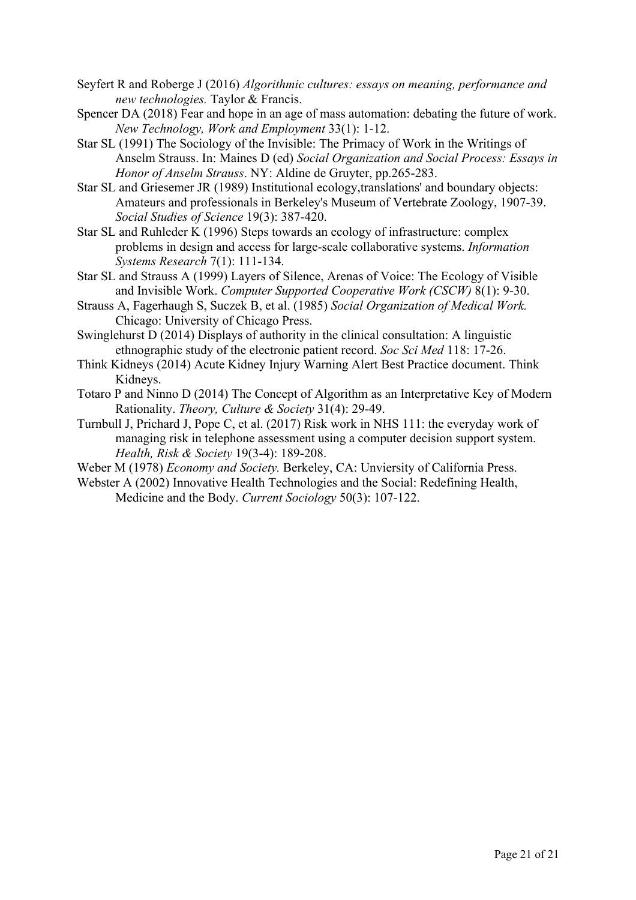Seyfert R and Roberge J (2016) *Algorithmic cultures: essays on meaning, performance and new technologies.* Taylor & Francis.

Spencer DA (2018) Fear and hope in an age of mass automation: debating the future of work. *New Technology, Work and Employment* 33(1): 1-12.

Star SL (1991) The Sociology of the Invisible: The Primacy of Work in the Writings of Anselm Strauss. In: Maines D (ed) *Social Organization and Social Process: Essays in Honor of Anselm Strauss*. NY: Aldine de Gruyter, pp.265-283.

Star SL and Griesemer JR (1989) Institutional ecology,translations' and boundary objects: Amateurs and professionals in Berkeley's Museum of Vertebrate Zoology, 1907-39. *Social Studies of Science* 19(3): 387-420.

Star SL and Ruhleder K (1996) Steps towards an ecology of infrastructure: complex problems in design and access for large-scale collaborative systems. *Information Systems Research* 7(1): 111-134.

Star SL and Strauss A (1999) Layers of Silence, Arenas of Voice: The Ecology of Visible and Invisible Work. *Computer Supported Cooperative Work (CSCW)* 8(1): 9-30.

Strauss A, Fagerhaugh S, Suczek B, et al. (1985) *Social Organization of Medical Work.* Chicago: University of Chicago Press.

Swinglehurst D (2014) Displays of authority in the clinical consultation: A linguistic ethnographic study of the electronic patient record. *Soc Sci Med* 118: 17-26.

Think Kidneys (2014) Acute Kidney Injury Warning Alert Best Practice document. Think Kidneys.

Totaro P and Ninno D (2014) The Concept of Algorithm as an Interpretative Key of Modern Rationality. *Theory, Culture & Society* 31(4): 29-49.

Turnbull J, Prichard J, Pope C, et al. (2017) Risk work in NHS 111: the everyday work of managing risk in telephone assessment using a computer decision support system. *Health, Risk & Society* 19(3-4): 189-208.

Weber M (1978) *Economy and Society.* Berkeley, CA: Unviersity of California Press.

Webster A (2002) Innovative Health Technologies and the Social: Redefining Health, Medicine and the Body. *Current Sociology* 50(3): 107-122.